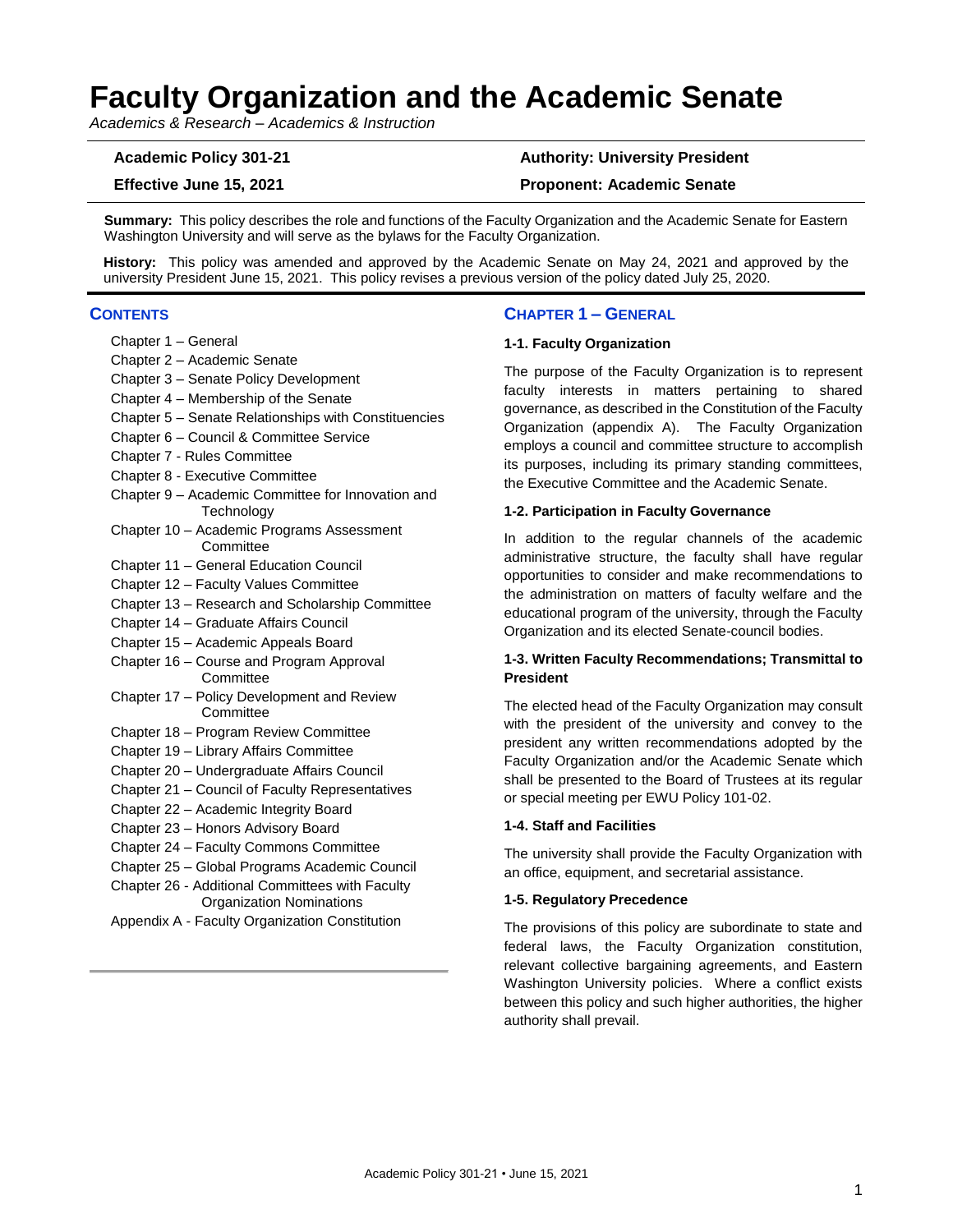# Faculty Organization and the Academic Senate

*Academics & Research – Academics & Instruction*

| | |
|---|---|
| **Academic Policy 301-21** | **Authority: University President** |
| **Effective June 15, 2021** | **Proponent: Academic Senate** |

**Summary:** This policy describes the role and functions of the Faculty Organization and the Academic Senate for Eastern Washington University and will serve as the bylaws for the Faculty Organization.

**History:** This policy was amended and approved by the Academic Senate on May 24, 2021 and approved by the university President June 15, 2021. This policy revises a previous version of the policy dated July 25, 2020.

## CONTENTS

- Chapter 1 – General
- Chapter 2 – Academic Senate
- Chapter 3 – Senate Policy Development
- Chapter 4 – Membership of the Senate
- Chapter 5 – Senate Relationships with Constituencies
- Chapter 6 – Council & Committee Service
- Chapter 7 - Rules Committee
- Chapter 8 - Executive Committee
- Chapter 9 – Academic Committee for Innovation and Technology
- Chapter 10 – Academic Programs Assessment Committee
- Chapter 11 – General Education Council
- Chapter 12 – Faculty Values Committee
- Chapter 13 – Research and Scholarship Committee
- Chapter 14 – Graduate Affairs Council
- Chapter 15 – Academic Appeals Board
- Chapter 16 – Course and Program Approval Committee
- Chapter 17 – Policy Development and Review Committee
- Chapter 18 – Program Review Committee
- Chapter 19 – Library Affairs Committee
- Chapter 20 – Undergraduate Affairs Council
- Chapter 21 – Council of Faculty Representatives
- Chapter 22 – Academic Integrity Board
- Chapter 23 – Honors Advisory Board
- Chapter 24 – Faculty Commons Committee
- Chapter 25 – Global Programs Academic Council
- Chapter 26 - Additional Committees with Faculty Organization Nominations
- Appendix A - Faculty Organization Constitution

## CHAPTER 1 – GENERAL

### 1-1. Faculty Organization

The purpose of the Faculty Organization is to represent faculty interests in matters pertaining to shared governance, as described in the Constitution of the Faculty Organization (appendix A). The Faculty Organization employs a council and committee structure to accomplish its purposes, including its primary standing committees, the Executive Committee and the Academic Senate.

### 1-2. Participation in Faculty Governance

In addition to the regular channels of the academic administrative structure, the faculty shall have regular opportunities to consider and make recommendations to the administration on matters of faculty welfare and the educational program of the university, through the Faculty Organization and its elected Senate-council bodies.

### 1-3. Written Faculty Recommendations; Transmittal to President

The elected head of the Faculty Organization may consult with the president of the university and convey to the president any written recommendations adopted by the Faculty Organization and/or the Academic Senate which shall be presented to the Board of Trustees at its regular or special meeting per EWU Policy 101-02.

### 1-4. Staff and Facilities

The university shall provide the Faculty Organization with an office, equipment, and secretarial assistance.

### 1-5. Regulatory Precedence

The provisions of this policy are subordinate to state and federal laws, the Faculty Organization constitution, relevant collective bargaining agreements, and Eastern Washington University policies. Where a conflict exists between this policy and such higher authorities, the higher authority shall prevail.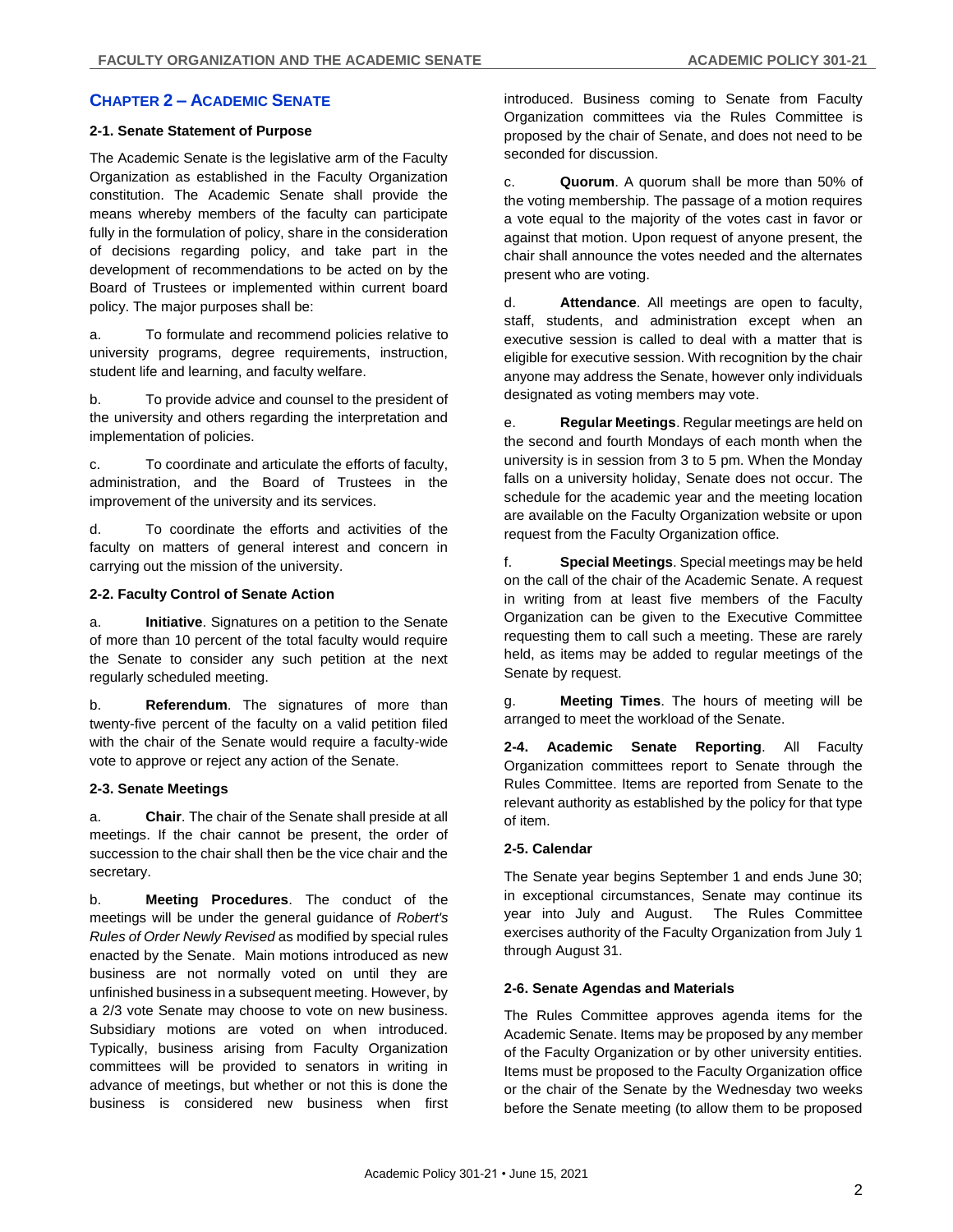## Chapter 2 – Academic Senate

### 2-1. Senate Statement of Purpose

The Academic Senate is the legislative arm of the Faculty Organization as established in the Faculty Organization constitution. The Academic Senate shall provide the means whereby members of the faculty can participate fully in the formulation of policy, share in the consideration of decisions regarding policy, and take part in the development of recommendations to be acted on by the Board of Trustees or implemented within current board policy. The major purposes shall be:

a. To formulate and recommend policies relative to university programs, degree requirements, instruction, student life and learning, and faculty welfare.

b. To provide advice and counsel to the president of the university and others regarding the interpretation and implementation of policies.

c. To coordinate and articulate the efforts of faculty, administration, and the Board of Trustees in the improvement of the university and its services.

d. To coordinate the efforts and activities of the faculty on matters of general interest and concern in carrying out the mission of the university.

### 2-2. Faculty Control of Senate Action

a. **Initiative**. Signatures on a petition to the Senate of more than 10 percent of the total faculty would require the Senate to consider any such petition at the next regularly scheduled meeting.

b. **Referendum**. The signatures of more than twenty-five percent of the faculty on a valid petition filed with the chair of the Senate would require a faculty-wide vote to approve or reject any action of the Senate.

### 2-3. Senate Meetings

a. **Chair**. The chair of the Senate shall preside at all meetings. If the chair cannot be present, the order of succession to the chair shall then be the vice chair and the secretary.

b. **Meeting Procedures**. The conduct of the meetings will be under the general guidance of *Robert's Rules of Order Newly Revised* as modified by special rules enacted by the Senate. Main motions introduced as new business are not normally voted on until they are unfinished business in a subsequent meeting. However, by a 2/3 vote Senate may choose to vote on new business. Subsidiary motions are voted on when introduced. Typically, business arising from Faculty Organization committees will be provided to senators in writing in advance of meetings, but whether or not this is done the business is considered new business when first introduced. Business coming to Senate from Faculty Organization committees via the Rules Committee is proposed by the chair of Senate, and does not need to be seconded for discussion.

c. **Quorum**. A quorum shall be more than 50% of the voting membership. The passage of a motion requires a vote equal to the majority of the votes cast in favor or against that motion. Upon request of anyone present, the chair shall announce the votes needed and the alternates present who are voting.

d. **Attendance**. All meetings are open to faculty, staff, students, and administration except when an executive session is called to deal with a matter that is eligible for executive session. With recognition by the chair anyone may address the Senate, however only individuals designated as voting members may vote.

e. **Regular Meetings**. Regular meetings are held on the second and fourth Mondays of each month when the university is in session from 3 to 5 pm. When the Monday falls on a university holiday, Senate does not occur. The schedule for the academic year and the meeting location are available on the Faculty Organization website or upon request from the Faculty Organization office.

f. **Special Meetings**. Special meetings may be held on the call of the chair of the Academic Senate. A request in writing from at least five members of the Faculty Organization can be given to the Executive Committee requesting them to call such a meeting. These are rarely held, as items may be added to regular meetings of the Senate by request.

g. **Meeting Times**. The hours of meeting will be arranged to meet the workload of the Senate.

### 2-4. Academic Senate Reporting

**2-4. Academic Senate Reporting**. All Faculty Organization committees report to Senate through the Rules Committee. Items are reported from Senate to the relevant authority as established by the policy for that type of item.

### 2-5. Calendar

The Senate year begins September 1 and ends June 30; in exceptional circumstances, Senate may continue its year into July and August. The Rules Committee exercises authority of the Faculty Organization from July 1 through August 31.

### 2-6. Senate Agendas and Materials

The Rules Committee approves agenda items for the Academic Senate. Items may be proposed by any member of the Faculty Organization or by other university entities. Items must be proposed to the Faculty Organization office or the chair of the Senate by the Wednesday two weeks before the Senate meeting (to allow them to be proposed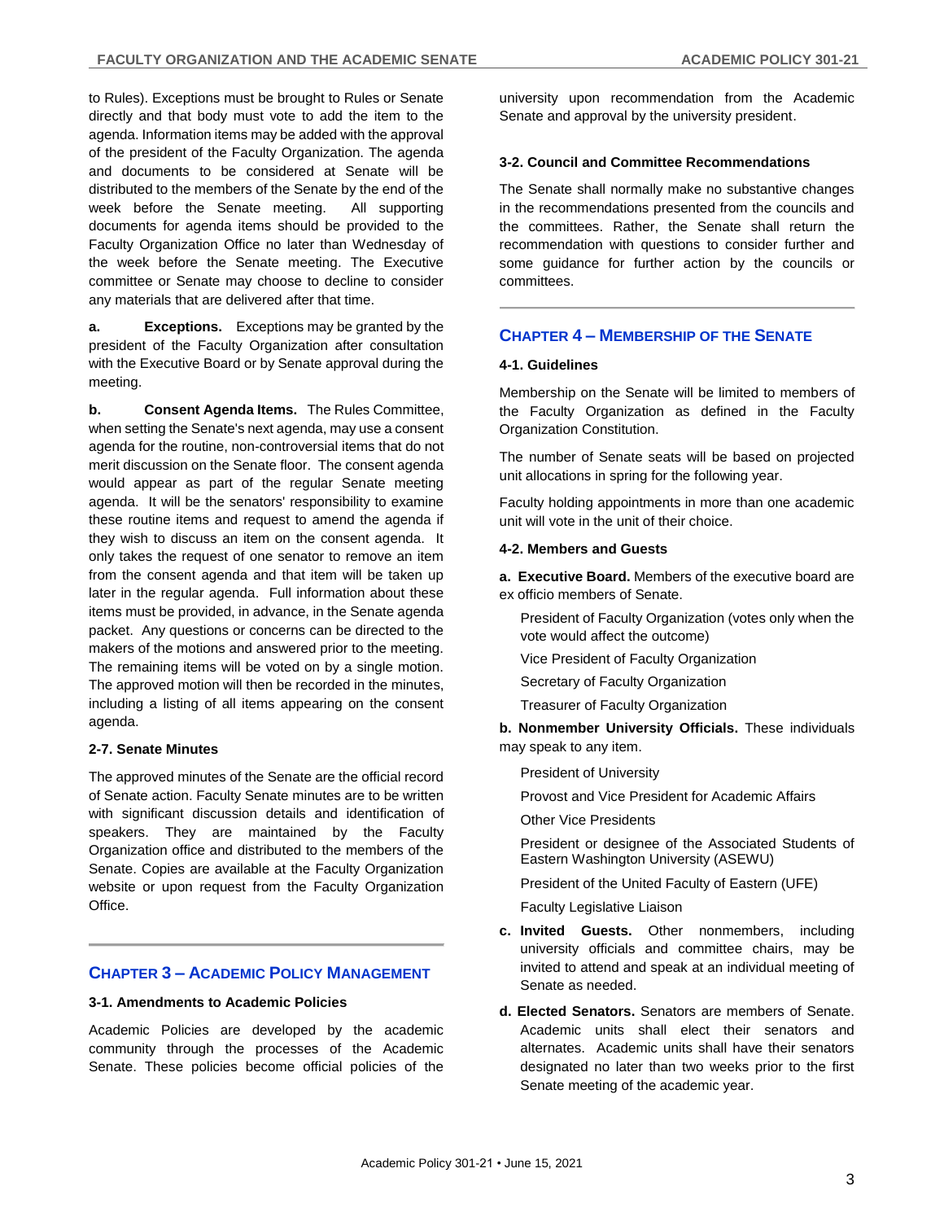to Rules). Exceptions must be brought to Rules or Senate directly and that body must vote to add the item to the agenda. Information items may be added with the approval of the president of the Faculty Organization. The agenda and documents to be considered at Senate will be distributed to the members of the Senate by the end of the week before the Senate meeting. All supporting documents for agenda items should be provided to the Faculty Organization Office no later than Wednesday of the week before the Senate meeting. The Executive committee or Senate may choose to decline to consider any materials that are delivered after that time.

**a. Exceptions.** Exceptions may be granted by the president of the Faculty Organization after consultation with the Executive Board or by Senate approval during the meeting.

**b. Consent Agenda Items.** The Rules Committee, when setting the Senate's next agenda, may use a consent agenda for the routine, non-controversial items that do not merit discussion on the Senate floor. The consent agenda would appear as part of the regular Senate meeting agenda. It will be the senators' responsibility to examine these routine items and request to amend the agenda if they wish to discuss an item on the consent agenda. It only takes the request of one senator to remove an item from the consent agenda and that item will be taken up later in the regular agenda. Full information about these items must be provided, in advance, in the Senate agenda packet. Any questions or concerns can be directed to the makers of the motions and answered prior to the meeting. The remaining items will be voted on by a single motion. The approved motion will then be recorded in the minutes, including a listing of all items appearing on the consent agenda.

### 2-7. Senate Minutes

The approved minutes of the Senate are the official record of Senate action. Faculty Senate minutes are to be written with significant discussion details and identification of speakers. They are maintained by the Faculty Organization office and distributed to the members of the Senate. Copies are available at the Faculty Organization website or upon request from the Faculty Organization Office.

## Chapter 3 – Academic Policy Management

### 3-1. Amendments to Academic Policies

Academic Policies are developed by the academic community through the processes of the Academic Senate. These policies become official policies of the university upon recommendation from the Academic Senate and approval by the university president.

### 3-2. Council and Committee Recommendations

The Senate shall normally make no substantive changes in the recommendations presented from the councils and the committees. Rather, the Senate shall return the recommendation with questions to consider further and some guidance for further action by the councils or committees.

## Chapter 4 – Membership of the Senate

### 4-1. Guidelines

Membership on the Senate will be limited to members of the Faculty Organization as defined in the Faculty Organization Constitution.

The number of Senate seats will be based on projected unit allocations in spring for the following year.

Faculty holding appointments in more than one academic unit will vote in the unit of their choice.

### 4-2. Members and Guests

**a. Executive Board.** Members of the executive board are ex officio members of Senate.

- President of Faculty Organization (votes only when the vote would affect the outcome)
- Vice President of Faculty Organization
- Secretary of Faculty Organization
- Treasurer of Faculty Organization

**b. Nonmember University Officials.** These individuals may speak to any item.

- President of University
- Provost and Vice President for Academic Affairs
- Other Vice Presidents
- President or designee of the Associated Students of Eastern Washington University (ASEWU)
- President of the United Faculty of Eastern (UFE)
- Faculty Legislative Liaison

**c. Invited Guests.** Other nonmembers, including university officials and committee chairs, may be invited to attend and speak at an individual meeting of Senate as needed.

**d. Elected Senators.** Senators are members of Senate. Academic units shall elect their senators and alternates. Academic units shall have their senators designated no later than two weeks prior to the first Senate meeting of the academic year.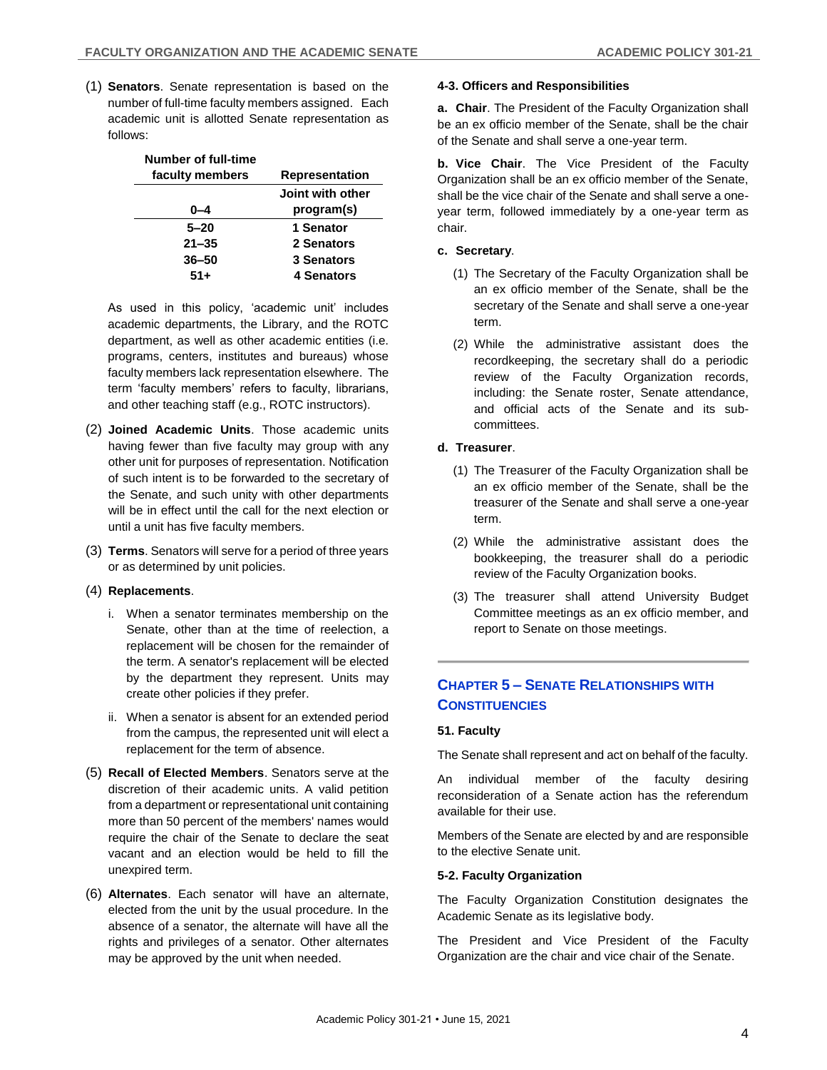(1) **Senators**. Senate representation is based on the number of full-time faculty members assigned. Each academic unit is allotted Senate representation as follows:

| Number of full-time faculty members | Representation |
|---|---|
| 0–4 | Joint with other program(s) |
| 5–20 | 1 Senator |
| 21–35 | 2 Senators |
| 36–50 | 3 Senators |
| 51+ | 4 Senators |

As used in this policy, 'academic unit' includes academic departments, the Library, and the ROTC department, as well as other academic entities (i.e. programs, centers, institutes and bureaus) whose faculty members lack representation elsewhere. The term 'faculty members' refers to faculty, librarians, and other teaching staff (e.g., ROTC instructors).

(2) **Joined Academic Units**. Those academic units having fewer than five faculty may group with any other unit for purposes of representation. Notification of such intent is to be forwarded to the secretary of the Senate, and such unity with other departments will be in effect until the call for the next election or until a unit has five faculty members.

(3) **Terms**. Senators will serve for a period of three years or as determined by unit policies.

(4) **Replacements**.

i. When a senator terminates membership on the Senate, other than at the time of reelection, a replacement will be chosen for the remainder of the term. A senator's replacement will be elected by the department they represent. Units may create other policies if they prefer.

ii. When a senator is absent for an extended period from the campus, the represented unit will elect a replacement for the term of absence.

(5) **Recall of Elected Members**. Senators serve at the discretion of their academic units. A valid petition from a department or representational unit containing more than 50 percent of the members' names would require the chair of the Senate to declare the seat vacant and an election would be held to fill the unexpired term.

(6) **Alternates**. Each senator will have an alternate, elected from the unit by the usual procedure. In the absence of a senator, the alternate will have all the rights and privileges of a senator. Other alternates may be approved by the unit when needed.

#### 4-3. Officers and Responsibilities

**a. Chair**. The President of the Faculty Organization shall be an ex officio member of the Senate, shall be the chair of the Senate and shall serve a one-year term.

**b. Vice Chair**. The Vice President of the Faculty Organization shall be an ex officio member of the Senate, shall be the vice chair of the Senate and shall serve a one-year term, followed immediately by a one-year term as chair.

**c. Secretary**.

(1) The Secretary of the Faculty Organization shall be an ex officio member of the Senate, shall be the secretary of the Senate and shall serve a one-year term.

(2) While the administrative assistant does the recordkeeping, the secretary shall do a periodic review of the Faculty Organization records, including: the Senate roster, Senate attendance, and official acts of the Senate and its sub-committees.

**d. Treasurer**.

(1) The Treasurer of the Faculty Organization shall be an ex officio member of the Senate, shall be the treasurer of the Senate and shall serve a one-year term.

(2) While the administrative assistant does the bookkeeping, the treasurer shall do a periodic review of the Faculty Organization books.

(3) The treasurer shall attend University Budget Committee meetings as an ex officio member, and report to Senate on those meetings.

## CHAPTER 5 – SENATE RELATIONSHIPS WITH CONSTITUENCIES

#### 51. Faculty

The Senate shall represent and act on behalf of the faculty.

An individual member of the faculty desiring reconsideration of a Senate action has the referendum available for their use.

Members of the Senate are elected by and are responsible to the elective Senate unit.

#### 5-2. Faculty Organization

The Faculty Organization Constitution designates the Academic Senate as its legislative body.

The President and Vice President of the Faculty Organization are the chair and vice chair of the Senate.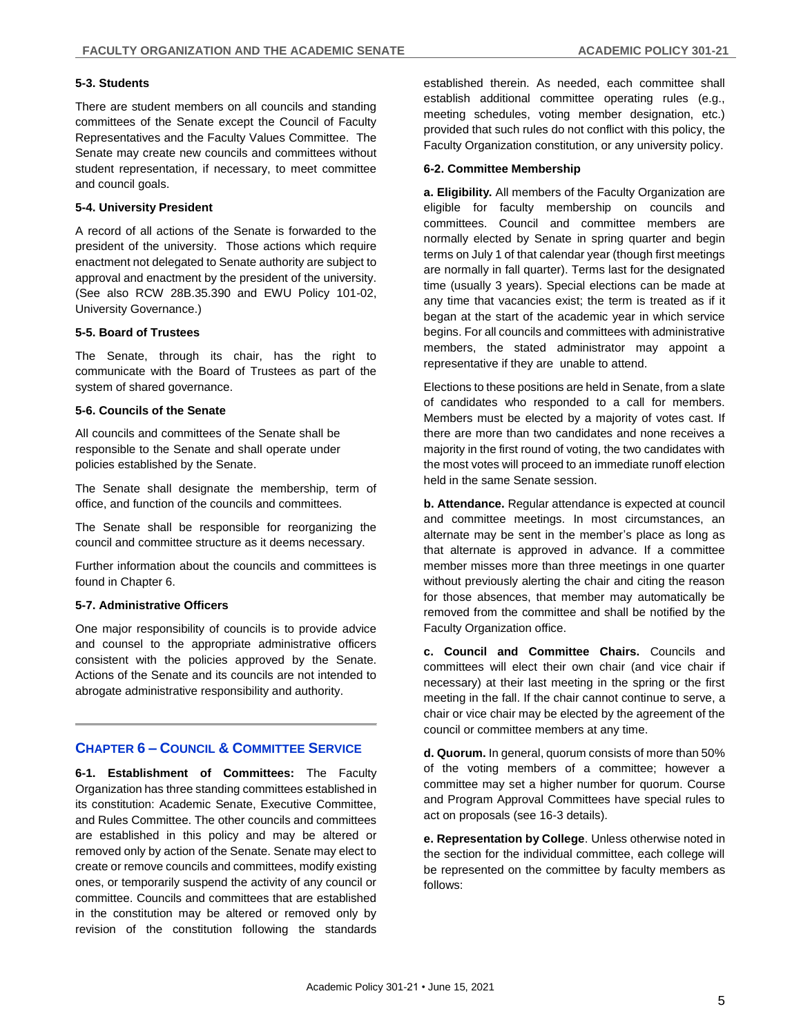### 5-3. Students

There are student members on all councils and standing committees of the Senate except the Council of Faculty Representatives and the Faculty Values Committee. The Senate may create new councils and committees without student representation, if necessary, to meet committee and council goals.

### 5-4. University President

A record of all actions of the Senate is forwarded to the president of the university. Those actions which require enactment not delegated to Senate authority are subject to approval and enactment by the president of the university. (See also RCW 28B.35.390 and EWU Policy 101-02, University Governance.)

### 5-5. Board of Trustees

The Senate, through its chair, has the right to communicate with the Board of Trustees as part of the system of shared governance.

### 5-6. Councils of the Senate

All councils and committees of the Senate shall be responsible to the Senate and shall operate under policies established by the Senate.

The Senate shall designate the membership, term of office, and function of the councils and committees.

The Senate shall be responsible for reorganizing the council and committee structure as it deems necessary.

Further information about the councils and committees is found in Chapter 6.

### 5-7. Administrative Officers

One major responsibility of councils is to provide advice and counsel to the appropriate administrative officers consistent with the policies approved by the Senate. Actions of the Senate and its councils are not intended to abrogate administrative responsibility and authority.

## Chapter 6 – Council & Committee Service

**6-1. Establishment of Committees:** The Faculty Organization has three standing committees established in its constitution: Academic Senate, Executive Committee, and Rules Committee. The other councils and committees are established in this policy and may be altered or removed only by action of the Senate. Senate may elect to create or remove councils and committees, modify existing ones, or temporarily suspend the activity of any council or committee. Councils and committees that are established in the constitution may be altered or removed only by revision of the constitution following the standards established therein. As needed, each committee shall establish additional committee operating rules (e.g., meeting schedules, voting member designation, etc.) provided that such rules do not conflict with this policy, the Faculty Organization constitution, or any university policy.

### 6-2. Committee Membership

**a. Eligibility.** All members of the Faculty Organization are eligible for faculty membership on councils and committees. Council and committee members are normally elected by Senate in spring quarter and begin terms on July 1 of that calendar year (though first meetings are normally in fall quarter). Terms last for the designated time (usually 3 years). Special elections can be made at any time that vacancies exist; the term is treated as if it began at the start of the academic year in which service begins. For all councils and committees with administrative members, the stated administrator may appoint a representative if they are unable to attend.

Elections to these positions are held in Senate, from a slate of candidates who responded to a call for members. Members must be elected by a majority of votes cast. If there are more than two candidates and none receives a majority in the first round of voting, the two candidates with the most votes will proceed to an immediate runoff election held in the same Senate session.

**b. Attendance.** Regular attendance is expected at council and committee meetings. In most circumstances, an alternate may be sent in the member's place as long as that alternate is approved in advance. If a committee member misses more than three meetings in one quarter without previously alerting the chair and citing the reason for those absences, that member may automatically be removed from the committee and shall be notified by the Faculty Organization office.

**c. Council and Committee Chairs.** Councils and committees will elect their own chair (and vice chair if necessary) at their last meeting in the spring or the first meeting in the fall. If the chair cannot continue to serve, a chair or vice chair may be elected by the agreement of the council or committee members at any time.

**d. Quorum.** In general, quorum consists of more than 50% of the voting members of a committee; however a committee may set a higher number for quorum. Course and Program Approval Committees have special rules to act on proposals (see 16-3 details).

**e. Representation by College**. Unless otherwise noted in the section for the individual committee, each college will be represented on the committee by faculty members as follows: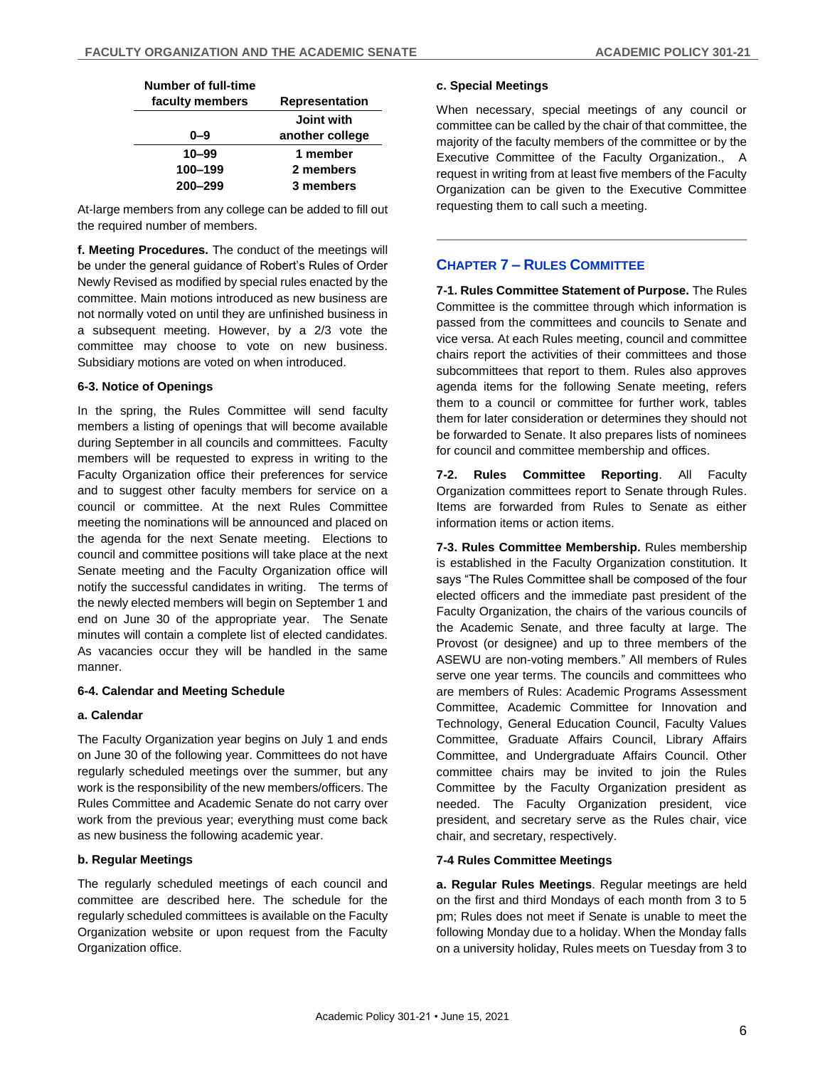| Number of full-time faculty members | Representation |
|---|---|
| 0–9 | Joint with another college |
| 10–99 | 1 member |
| 100–199 | 2 members |
| 200–299 | 3 members |

At-large members from any college can be added to fill out the required number of members.

**f. Meeting Procedures.** The conduct of the meetings will be under the general guidance of Robert's Rules of Order Newly Revised as modified by special rules enacted by the committee. Main motions introduced as new business are not normally voted on until they are unfinished business in a subsequent meeting. However, by a 2/3 vote the committee may choose to vote on new business. Subsidiary motions are voted on when introduced.

**6-3. Notice of Openings**

In the spring, the Rules Committee will send faculty members a listing of openings that will become available during September in all councils and committees. Faculty members will be requested to express in writing to the Faculty Organization office their preferences for service and to suggest other faculty members for service on a council or committee. At the next Rules Committee meeting the nominations will be announced and placed on the agenda for the next Senate meeting. Elections to council and committee positions will take place at the next Senate meeting and the Faculty Organization office will notify the successful candidates in writing. The terms of the newly elected members will begin on September 1 and end on June 30 of the appropriate year. The Senate minutes will contain a complete list of elected candidates. As vacancies occur they will be handled in the same manner.

**6-4. Calendar and Meeting Schedule**

**a. Calendar**

The Faculty Organization year begins on July 1 and ends on June 30 of the following year. Committees do not have regularly scheduled meetings over the summer, but any work is the responsibility of the new members/officers. The Rules Committee and Academic Senate do not carry over work from the previous year; everything must come back as new business the following academic year.

**b. Regular Meetings**

The regularly scheduled meetings of each council and committee are described here. The schedule for the regularly scheduled committees is available on the Faculty Organization website or upon request from the Faculty Organization office.

**c. Special Meetings**

When necessary, special meetings of any council or committee can be called by the chair of that committee, the majority of the faculty members of the committee or by the Executive Committee of the Faculty Organization., A request in writing from at least five members of the Faculty Organization can be given to the Executive Committee requesting them to call such a meeting.

## Chapter 7 – Rules Committee

**7-1. Rules Committee Statement of Purpose.** The Rules Committee is the committee through which information is passed from the committees and councils to Senate and vice versa. At each Rules meeting, council and committee chairs report the activities of their committees and those subcommittees that report to them. Rules also approves agenda items for the following Senate meeting, refers them to a council or committee for further work, tables them for later consideration or determines they should not be forwarded to Senate. It also prepares lists of nominees for council and committee membership and offices.

**7-2. Rules Committee Reporting**. All Faculty Organization committees report to Senate through Rules. Items are forwarded from Rules to Senate as either information items or action items.

**7-3. Rules Committee Membership.** Rules membership is established in the Faculty Organization constitution. It says "The Rules Committee shall be composed of the four elected officers and the immediate past president of the Faculty Organization, the chairs of the various councils of the Academic Senate, and three faculty at large. The Provost (or designee) and up to three members of the ASEWU are non-voting members." All members of Rules serve one year terms. The councils and committees who are members of Rules: Academic Programs Assessment Committee, Academic Committee for Innovation and Technology, General Education Council, Faculty Values Committee, Graduate Affairs Council, Library Affairs Committee, and Undergraduate Affairs Council. Other committee chairs may be invited to join the Rules Committee by the Faculty Organization president as needed. The Faculty Organization president, vice president, and secretary serve as the Rules chair, vice chair, and secretary, respectively.

**7-4 Rules Committee Meetings**

**a. Regular Rules Meetings**. Regular meetings are held on the first and third Mondays of each month from 3 to 5 pm; Rules does not meet if Senate is unable to meet the following Monday due to a holiday. When the Monday falls on a university holiday, Rules meets on Tuesday from 3 to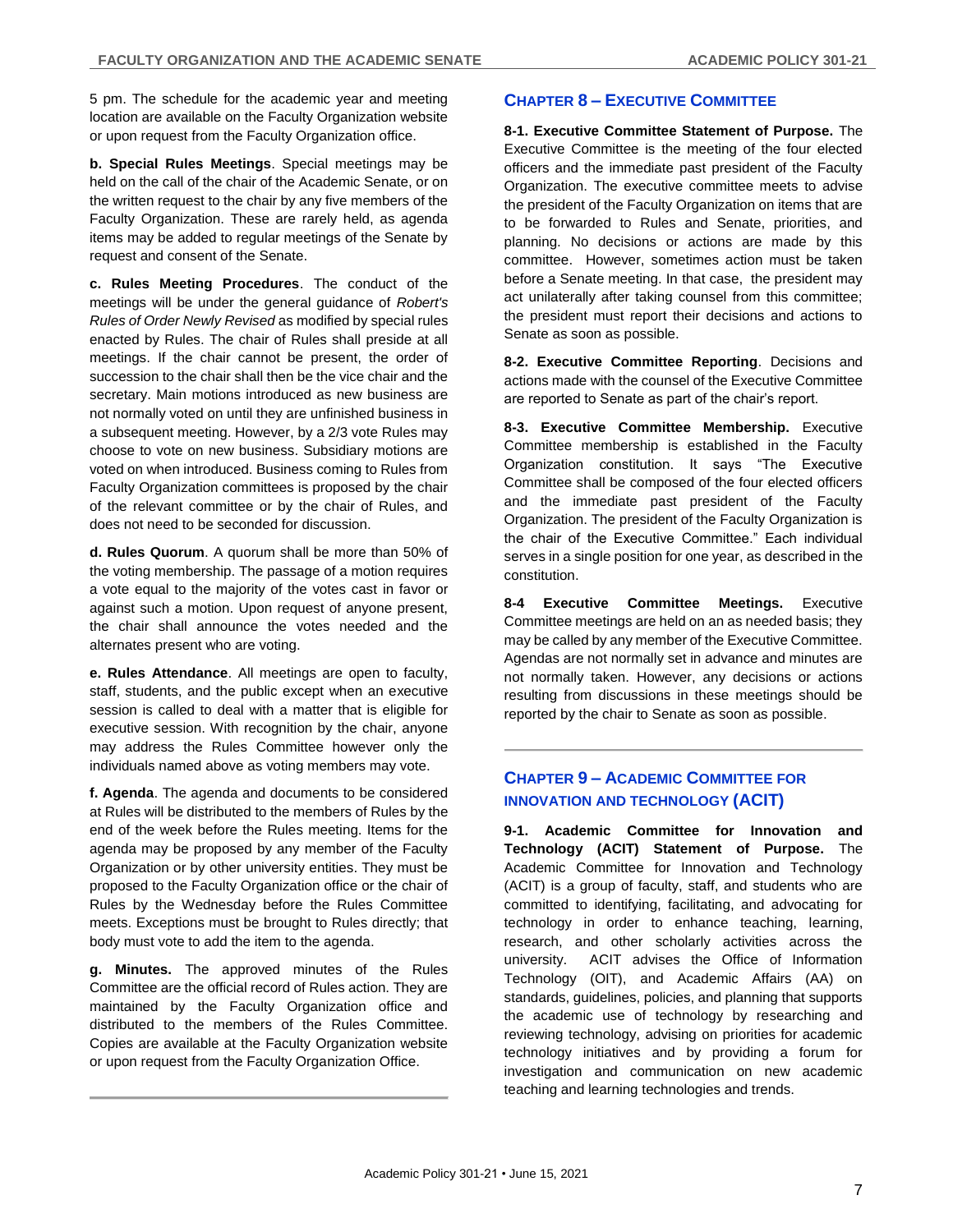5 pm. The schedule for the academic year and meeting location are available on the Faculty Organization website or upon request from the Faculty Organization office.

**b. Special Rules Meetings**. Special meetings may be held on the call of the chair of the Academic Senate, or on the written request to the chair by any five members of the Faculty Organization. These are rarely held, as agenda items may be added to regular meetings of the Senate by request and consent of the Senate.

**c. Rules Meeting Procedures**. The conduct of the meetings will be under the general guidance of *Robert's Rules of Order Newly Revised* as modified by special rules enacted by Rules. The chair of Rules shall preside at all meetings. If the chair cannot be present, the order of succession to the chair shall then be the vice chair and the secretary. Main motions introduced as new business are not normally voted on until they are unfinished business in a subsequent meeting. However, by a 2/3 vote Rules may choose to vote on new business. Subsidiary motions are voted on when introduced. Business coming to Rules from Faculty Organization committees is proposed by the chair of the relevant committee or by the chair of Rules, and does not need to be seconded for discussion.

**d. Rules Quorum**. A quorum shall be more than 50% of the voting membership. The passage of a motion requires a vote equal to the majority of the votes cast in favor or against such a motion. Upon request of anyone present, the chair shall announce the votes needed and the alternates present who are voting.

**e. Rules Attendance**. All meetings are open to faculty, staff, students, and the public except when an executive session is called to deal with a matter that is eligible for executive session. With recognition by the chair, anyone may address the Rules Committee however only the individuals named above as voting members may vote.

**f. Agenda**. The agenda and documents to be considered at Rules will be distributed to the members of Rules by the end of the week before the Rules meeting. Items for the agenda may be proposed by any member of the Faculty Organization or by other university entities. They must be proposed to the Faculty Organization office or the chair of Rules by the Wednesday before the Rules Committee meets. Exceptions must be brought to Rules directly; that body must vote to add the item to the agenda.

**g. Minutes.** The approved minutes of the Rules Committee are the official record of Rules action. They are maintained by the Faculty Organization office and distributed to the members of the Rules Committee. Copies are available at the Faculty Organization website or upon request from the Faculty Organization Office.

## Chapter 8 – Executive Committee

**8-1. Executive Committee Statement of Purpose.** The Executive Committee is the meeting of the four elected officers and the immediate past president of the Faculty Organization. The executive committee meets to advise the president of the Faculty Organization on items that are to be forwarded to Rules and Senate, priorities, and planning. No decisions or actions are made by this committee. However, sometimes action must be taken before a Senate meeting. In that case, the president may act unilaterally after taking counsel from this committee; the president must report their decisions and actions to Senate as soon as possible.

**8-2. Executive Committee Reporting**. Decisions and actions made with the counsel of the Executive Committee are reported to Senate as part of the chair's report.

**8-3. Executive Committee Membership.** Executive Committee membership is established in the Faculty Organization constitution. It says "The Executive Committee shall be composed of the four elected officers and the immediate past president of the Faculty Organization. The president of the Faculty Organization is the chair of the Executive Committee." Each individual serves in a single position for one year, as described in the constitution.

**8-4 Executive Committee Meetings.** Executive Committee meetings are held on an as needed basis; they may be called by any member of the Executive Committee. Agendas are not normally set in advance and minutes are not normally taken. However, any decisions or actions resulting from discussions in these meetings should be reported by the chair to Senate as soon as possible.

## Chapter 9 – Academic Committee for Innovation and Technology (ACIT)

**9-1. Academic Committee for Innovation and Technology (ACIT) Statement of Purpose.** The Academic Committee for Innovation and Technology (ACIT) is a group of faculty, staff, and students who are committed to identifying, facilitating, and advocating for technology in order to enhance teaching, learning, research, and other scholarly activities across the university. ACIT advises the Office of Information Technology (OIT), and Academic Affairs (AA) on standards, guidelines, policies, and planning that supports the academic use of technology by researching and reviewing technology, advising on priorities for academic technology initiatives and by providing a forum for investigation and communication on new academic teaching and learning technologies and trends.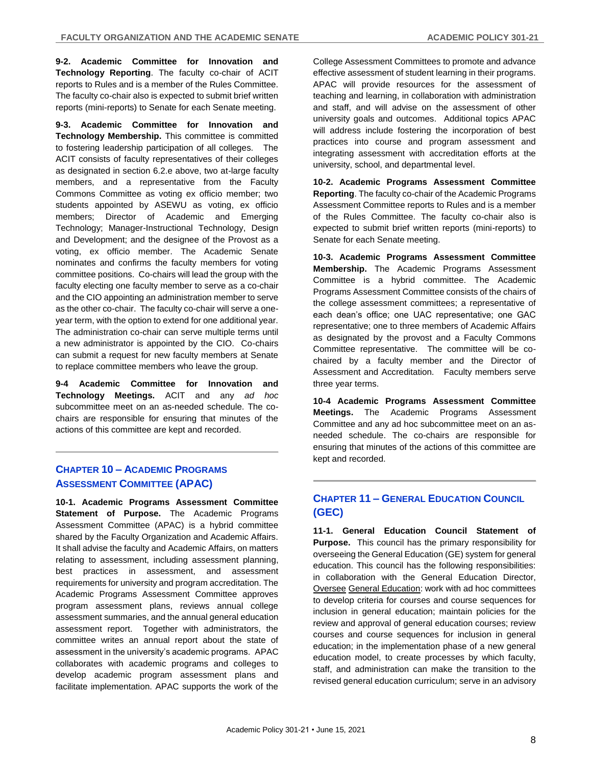**9-2. Academic Committee for Innovation and Technology Reporting**. The faculty co-chair of ACIT reports to Rules and is a member of the Rules Committee. The faculty co-chair also is expected to submit brief written reports (mini-reports) to Senate for each Senate meeting.

**9-3. Academic Committee for Innovation and Technology Membership.** This committee is committed to fostering leadership participation of all colleges. The ACIT consists of faculty representatives of their colleges as designated in section 6.2.e above, two at-large faculty members, and a representative from the Faculty Commons Committee as voting ex officio member; two students appointed by ASEWU as voting, ex officio members; Director of Academic and Emerging Technology; Manager-Instructional Technology, Design and Development; and the designee of the Provost as a voting, ex officio member. The Academic Senate nominates and confirms the faculty members for voting committee positions. Co-chairs will lead the group with the faculty electing one faculty member to serve as a co-chair and the CIO appointing an administration member to serve as the other co-chair. The faculty co-chair will serve a one-year term, with the option to extend for one additional year. The administration co-chair can serve multiple terms until a new administrator is appointed by the CIO. Co-chairs can submit a request for new faculty members at Senate to replace committee members who leave the group.

**9-4 Academic Committee for Innovation and Technology Meetings.** ACIT and any *ad hoc* subcommittee meet on an as-needed schedule. The co-chairs are responsible for ensuring that minutes of the actions of this committee are kept and recorded.

## CHAPTER 10 – ACADEMIC PROGRAMS ASSESSMENT COMMITTEE (APAC)

**10-1. Academic Programs Assessment Committee Statement of Purpose.** The Academic Programs Assessment Committee (APAC) is a hybrid committee shared by the Faculty Organization and Academic Affairs. It shall advise the faculty and Academic Affairs, on matters relating to assessment, including assessment planning, best practices in assessment, and assessment requirements for university and program accreditation. The Academic Programs Assessment Committee approves program assessment plans, reviews annual college assessment summaries, and the annual general education assessment report. Together with administrators, the committee writes an annual report about the state of assessment in the university's academic programs. APAC collaborates with academic programs and colleges to develop academic program assessment plans and facilitate implementation. APAC supports the work of the College Assessment Committees to promote and advance effective assessment of student learning in their programs. APAC will provide resources for the assessment of teaching and learning, in collaboration with administration and staff, and will advise on the assessment of other university goals and outcomes. Additional topics APAC will address include fostering the incorporation of best practices into course and program assessment and integrating assessment with accreditation efforts at the university, school, and departmental level.

**10-2. Academic Programs Assessment Committee Reporting**. The faculty co-chair of the Academic Programs Assessment Committee reports to Rules and is a member of the Rules Committee. The faculty co-chair also is expected to submit brief written reports (mini-reports) to Senate for each Senate meeting.

**10-3. Academic Programs Assessment Committee Membership.** The Academic Programs Assessment Committee is a hybrid committee. The Academic Programs Assessment Committee consists of the chairs of the college assessment committees; a representative of each dean's office; one UAC representative; one GAC representative; one to three members of Academic Affairs as designated by the provost and a Faculty Commons Committee representative. The committee will be co-chaired by a faculty member and the Director of Assessment and Accreditation. Faculty members serve three year terms.

**10-4 Academic Programs Assessment Committee Meetings.** The Academic Programs Assessment Committee and any ad hoc subcommittee meet on an as-needed schedule. The co-chairs are responsible for ensuring that minutes of the actions of this committee are kept and recorded.

## CHAPTER 11 – GENERAL EDUCATION COUNCIL (GEC)

**11-1. General Education Council Statement of Purpose.** This council has the primary responsibility for overseeing the General Education (GE) system for general education. This council has the following responsibilities: in collaboration with the General Education Director, Oversee General Education: work with ad hoc committees to develop criteria for courses and course sequences for inclusion in general education; maintain policies for the review and approval of general education courses; review courses and course sequences for inclusion in general education; in the implementation phase of a new general education model, to create processes by which faculty, staff, and administration can make the transition to the revised general education curriculum; serve in an advisory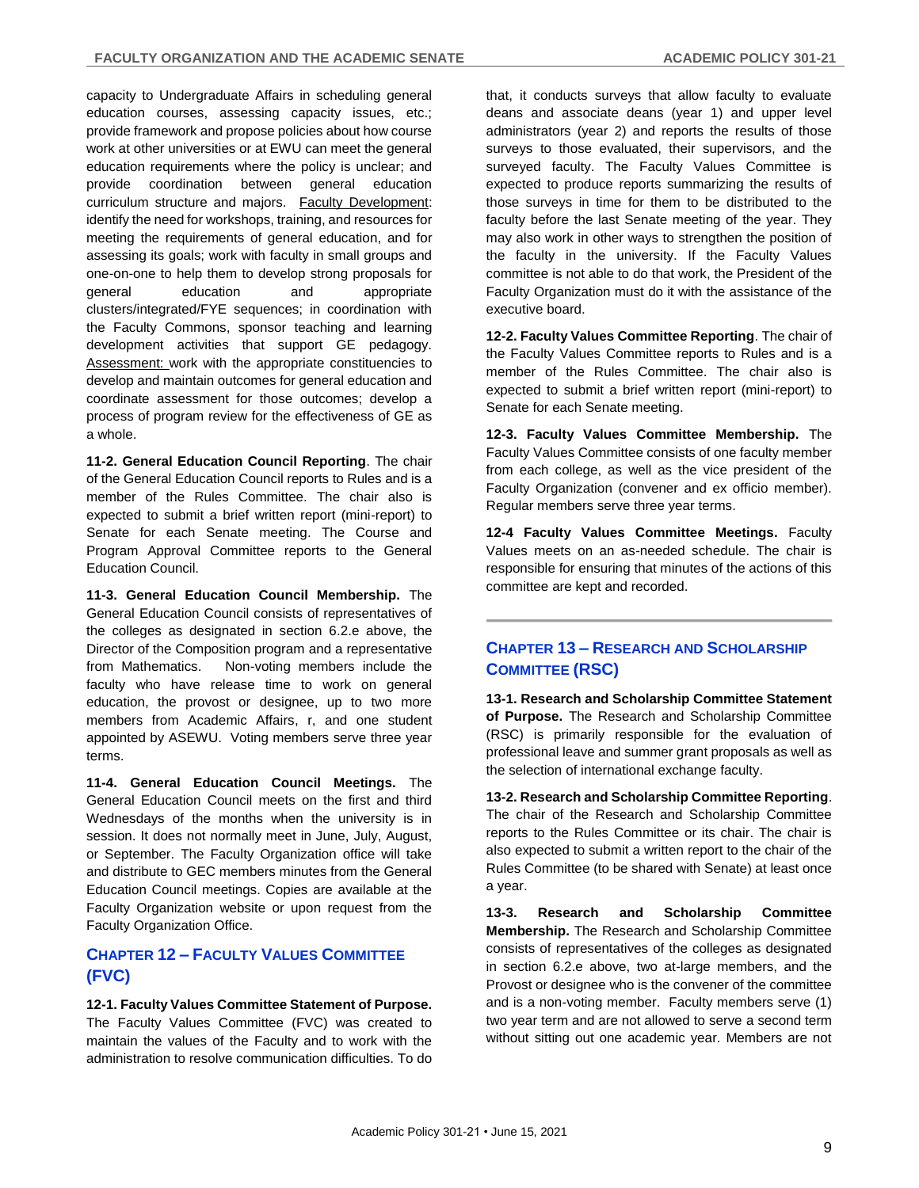capacity to Undergraduate Affairs in scheduling general education courses, assessing capacity issues, etc.; provide framework and propose policies about how course work at other universities or at EWU can meet the general education requirements where the policy is unclear; and provide coordination between general education curriculum structure and majors. Faculty Development: identify the need for workshops, training, and resources for meeting the requirements of general education, and for assessing its goals; work with faculty in small groups and one-on-one to help them to develop strong proposals for general education and appropriate clusters/integrated/FYE sequences; in coordination with the Faculty Commons, sponsor teaching and learning development activities that support GE pedagogy. Assessment: work with the appropriate constituencies to develop and maintain outcomes for general education and coordinate assessment for those outcomes; develop a process of program review for the effectiveness of GE as a whole.

**11-2. General Education Council Reporting**. The chair of the General Education Council reports to Rules and is a member of the Rules Committee. The chair also is expected to submit a brief written report (mini-report) to Senate for each Senate meeting. The Course and Program Approval Committee reports to the General Education Council.

**11-3. General Education Council Membership.** The General Education Council consists of representatives of the colleges as designated in section 6.2.e above, the Director of the Composition program and a representative from Mathematics. Non-voting members include the faculty who have release time to work on general education, the provost or designee, up to two more members from Academic Affairs, r, and one student appointed by ASEWU. Voting members serve three year terms.

**11-4. General Education Council Meetings.** The General Education Council meets on the first and third Wednesdays of the months when the university is in session. It does not normally meet in June, July, August, or September. The Faculty Organization office will take and distribute to GEC members minutes from the General Education Council meetings. Copies are available at the Faculty Organization website or upon request from the Faculty Organization Office.

## Chapter 12 – Faculty Values Committee (FVC)

**12-1. Faculty Values Committee Statement of Purpose.** The Faculty Values Committee (FVC) was created to maintain the values of the Faculty and to work with the administration to resolve communication difficulties. To do that, it conducts surveys that allow faculty to evaluate deans and associate deans (year 1) and upper level administrators (year 2) and reports the results of those surveys to those evaluated, their supervisors, and the surveyed faculty. The Faculty Values Committee is expected to produce reports summarizing the results of those surveys in time for them to be distributed to the faculty before the last Senate meeting of the year. They may also work in other ways to strengthen the position of the faculty in the university. If the Faculty Values committee is not able to do that work, the President of the Faculty Organization must do it with the assistance of the executive board.

**12-2. Faculty Values Committee Reporting**. The chair of the Faculty Values Committee reports to Rules and is a member of the Rules Committee. The chair also is expected to submit a brief written report (mini-report) to Senate for each Senate meeting.

**12-3. Faculty Values Committee Membership.** The Faculty Values Committee consists of one faculty member from each college, as well as the vice president of the Faculty Organization (convener and ex officio member). Regular members serve three year terms.

**12-4 Faculty Values Committee Meetings.** Faculty Values meets on an as-needed schedule. The chair is responsible for ensuring that minutes of the actions of this committee are kept and recorded.

## Chapter 13 – Research and Scholarship Committee (RSC)

**13-1. Research and Scholarship Committee Statement of Purpose.** The Research and Scholarship Committee (RSC) is primarily responsible for the evaluation of professional leave and summer grant proposals as well as the selection of international exchange faculty.

**13-2. Research and Scholarship Committee Reporting**. The chair of the Research and Scholarship Committee reports to the Rules Committee or its chair. The chair is also expected to submit a written report to the chair of the Rules Committee (to be shared with Senate) at least once a year.

**13-3. Research and Scholarship Committee Membership.** The Research and Scholarship Committee consists of representatives of the colleges as designated in section 6.2.e above, two at-large members, and the Provost or designee who is the convener of the committee and is a non-voting member. Faculty members serve (1) two year term and are not allowed to serve a second term without sitting out one academic year. Members are not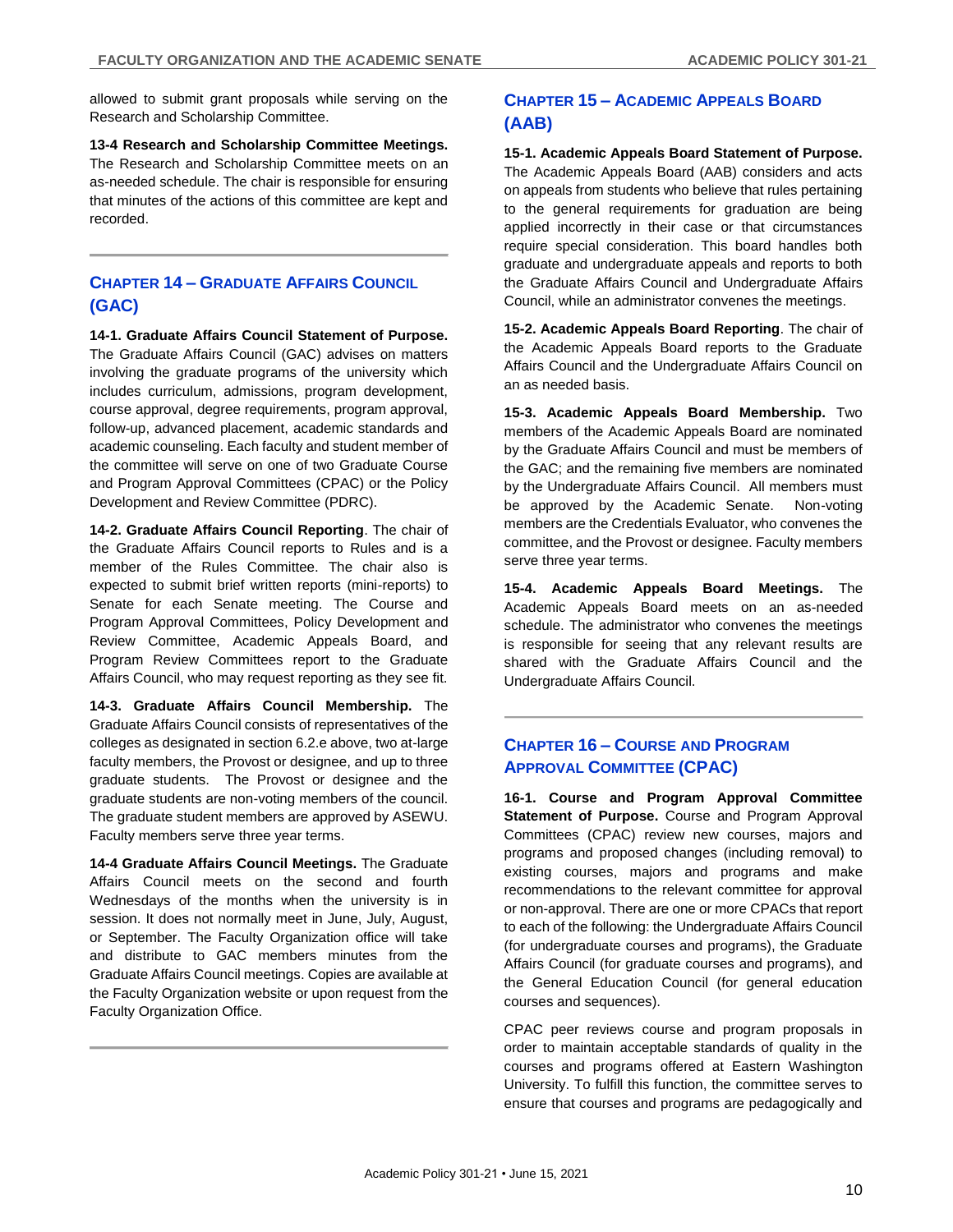allowed to submit grant proposals while serving on the Research and Scholarship Committee.

**13-4 Research and Scholarship Committee Meetings.** The Research and Scholarship Committee meets on an as-needed schedule. The chair is responsible for ensuring that minutes of the actions of this committee are kept and recorded.

## Chapter 14 – Graduate Affairs Council (GAC)

**14-1. Graduate Affairs Council Statement of Purpose.** The Graduate Affairs Council (GAC) advises on matters involving the graduate programs of the university which includes curriculum, admissions, program development, course approval, degree requirements, program approval, follow-up, advanced placement, academic standards and academic counseling. Each faculty and student member of the committee will serve on one of two Graduate Course and Program Approval Committees (CPAC) or the Policy Development and Review Committee (PDRC).

**14-2. Graduate Affairs Council Reporting**. The chair of the Graduate Affairs Council reports to Rules and is a member of the Rules Committee. The chair also is expected to submit brief written reports (mini-reports) to Senate for each Senate meeting. The Course and Program Approval Committees, Policy Development and Review Committee, Academic Appeals Board, and Program Review Committees report to the Graduate Affairs Council, who may request reporting as they see fit.

**14-3. Graduate Affairs Council Membership.** The Graduate Affairs Council consists of representatives of the colleges as designated in section 6.2.e above, two at-large faculty members, the Provost or designee, and up to three graduate students. The Provost or designee and the graduate students are non-voting members of the council. The graduate student members are approved by ASEWU. Faculty members serve three year terms.

**14-4 Graduate Affairs Council Meetings.** The Graduate Affairs Council meets on the second and fourth Wednesdays of the months when the university is in session. It does not normally meet in June, July, August, or September. The Faculty Organization office will take and distribute to GAC members minutes from the Graduate Affairs Council meetings. Copies are available at the Faculty Organization website or upon request from the Faculty Organization Office.

## Chapter 15 – Academic Appeals Board (AAB)

**15-1. Academic Appeals Board Statement of Purpose.** The Academic Appeals Board (AAB) considers and acts on appeals from students who believe that rules pertaining to the general requirements for graduation are being applied incorrectly in their case or that circumstances require special consideration. This board handles both graduate and undergraduate appeals and reports to both the Graduate Affairs Council and Undergraduate Affairs Council, while an administrator convenes the meetings.

**15-2. Academic Appeals Board Reporting**. The chair of the Academic Appeals Board reports to the Graduate Affairs Council and the Undergraduate Affairs Council on an as needed basis.

**15-3. Academic Appeals Board Membership.** Two members of the Academic Appeals Board are nominated by the Graduate Affairs Council and must be members of the GAC; and the remaining five members are nominated by the Undergraduate Affairs Council. All members must be approved by the Academic Senate. Non-voting members are the Credentials Evaluator, who convenes the committee, and the Provost or designee. Faculty members serve three year terms.

**15-4. Academic Appeals Board Meetings.** The Academic Appeals Board meets on an as-needed schedule. The administrator who convenes the meetings is responsible for seeing that any relevant results are shared with the Graduate Affairs Council and the Undergraduate Affairs Council.

## Chapter 16 – Course and Program Approval Committee (CPAC)

**16-1. Course and Program Approval Committee Statement of Purpose.** Course and Program Approval Committees (CPAC) review new courses, majors and programs and proposed changes (including removal) to existing courses, majors and programs and make recommendations to the relevant committee for approval or non-approval. There are one or more CPACs that report to each of the following: the Undergraduate Affairs Council (for undergraduate courses and programs), the Graduate Affairs Council (for graduate courses and programs), and the General Education Council (for general education courses and sequences).

CPAC peer reviews course and program proposals in order to maintain acceptable standards of quality in the courses and programs offered at Eastern Washington University. To fulfill this function, the committee serves to ensure that courses and programs are pedagogically and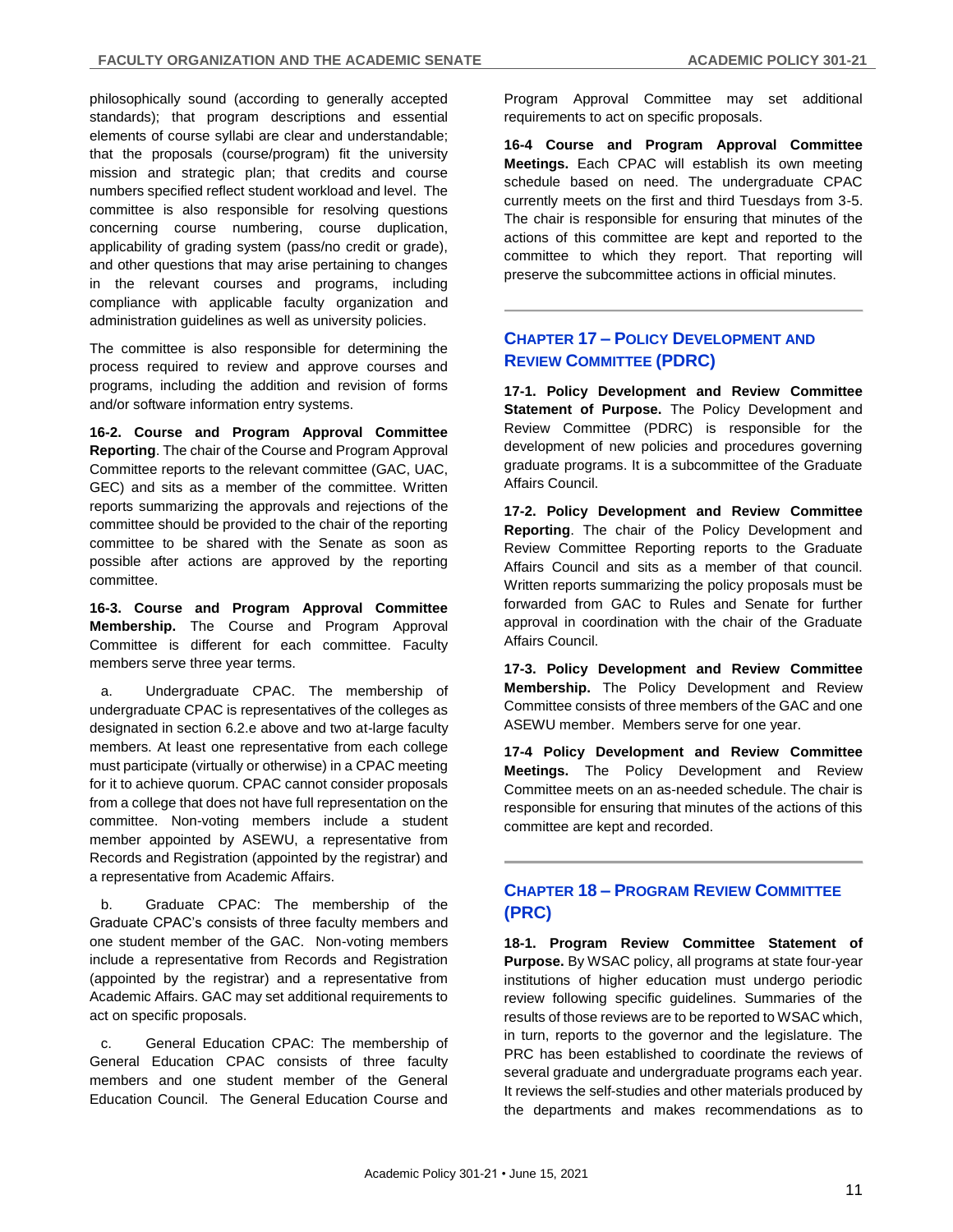philosophically sound (according to generally accepted standards); that program descriptions and essential elements of course syllabi are clear and understandable; that the proposals (course/program) fit the university mission and strategic plan; that credits and course numbers specified reflect student workload and level. The committee is also responsible for resolving questions concerning course numbering, course duplication, applicability of grading system (pass/no credit or grade), and other questions that may arise pertaining to changes in the relevant courses and programs, including compliance with applicable faculty organization and administration guidelines as well as university policies.

The committee is also responsible for determining the process required to review and approve courses and programs, including the addition and revision of forms and/or software information entry systems.

**16-2. Course and Program Approval Committee Reporting**. The chair of the Course and Program Approval Committee reports to the relevant committee (GAC, UAC, GEC) and sits as a member of the committee. Written reports summarizing the approvals and rejections of the committee should be provided to the chair of the reporting committee to be shared with the Senate as soon as possible after actions are approved by the reporting committee.

**16-3. Course and Program Approval Committee Membership.** The Course and Program Approval Committee is different for each committee. Faculty members serve three year terms.

a. Undergraduate CPAC. The membership of undergraduate CPAC is representatives of the colleges as designated in section 6.2.e above and two at-large faculty members. At least one representative from each college must participate (virtually or otherwise) in a CPAC meeting for it to achieve quorum. CPAC cannot consider proposals from a college that does not have full representation on the committee. Non-voting members include a student member appointed by ASEWU, a representative from Records and Registration (appointed by the registrar) and a representative from Academic Affairs.

b. Graduate CPAC: The membership of the Graduate CPAC's consists of three faculty members and one student member of the GAC. Non-voting members include a representative from Records and Registration (appointed by the registrar) and a representative from Academic Affairs. GAC may set additional requirements to act on specific proposals.

c. General Education CPAC: The membership of General Education CPAC consists of three faculty members and one student member of the General Education Council. The General Education Course and Program Approval Committee may set additional requirements to act on specific proposals.

**16-4 Course and Program Approval Committee Meetings.** Each CPAC will establish its own meeting schedule based on need. The undergraduate CPAC currently meets on the first and third Tuesdays from 3-5. The chair is responsible for ensuring that minutes of the actions of this committee are kept and reported to the committee to which they report. That reporting will preserve the subcommittee actions in official minutes.

## CHAPTER 17 – POLICY DEVELOPMENT AND REVIEW COMMITTEE (PDRC)

**17-1. Policy Development and Review Committee Statement of Purpose.** The Policy Development and Review Committee (PDRC) is responsible for the development of new policies and procedures governing graduate programs. It is a subcommittee of the Graduate Affairs Council.

**17-2. Policy Development and Review Committee Reporting**. The chair of the Policy Development and Review Committee Reporting reports to the Graduate Affairs Council and sits as a member of that council. Written reports summarizing the policy proposals must be forwarded from GAC to Rules and Senate for further approval in coordination with the chair of the Graduate Affairs Council.

**17-3. Policy Development and Review Committee Membership.** The Policy Development and Review Committee consists of three members of the GAC and one ASEWU member. Members serve for one year.

**17-4 Policy Development and Review Committee Meetings.** The Policy Development and Review Committee meets on an as-needed schedule. The chair is responsible for ensuring that minutes of the actions of this committee are kept and recorded.

## CHAPTER 18 – PROGRAM REVIEW COMMITTEE (PRC)

**18-1. Program Review Committee Statement of Purpose.** By WSAC policy, all programs at state four-year institutions of higher education must undergo periodic review following specific guidelines. Summaries of the results of those reviews are to be reported to WSAC which, in turn, reports to the governor and the legislature. The PRC has been established to coordinate the reviews of several graduate and undergraduate programs each year. It reviews the self-studies and other materials produced by the departments and makes recommendations as to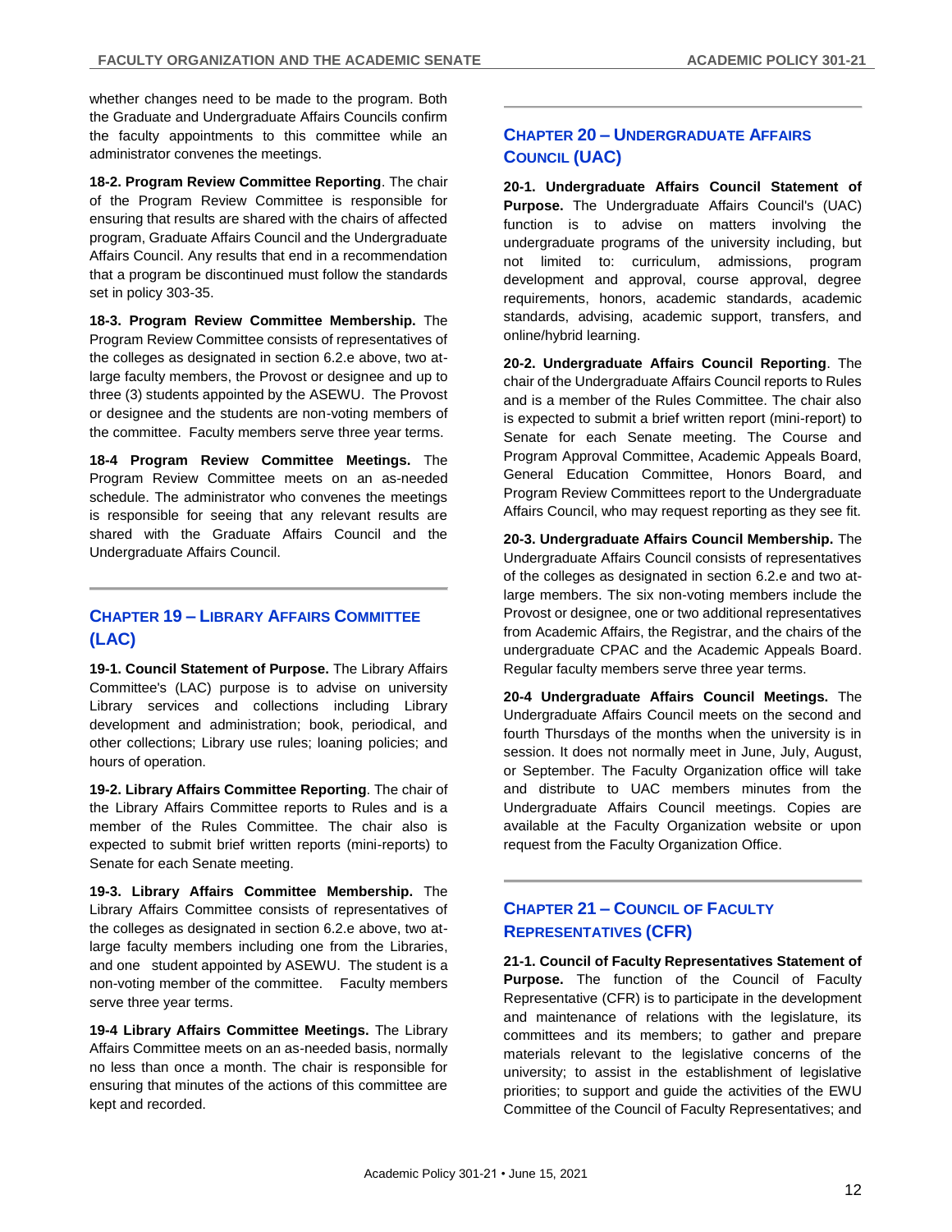whether changes need to be made to the program. Both the Graduate and Undergraduate Affairs Councils confirm the faculty appointments to this committee while an administrator convenes the meetings.

**18-2. Program Review Committee Reporting**. The chair of the Program Review Committee is responsible for ensuring that results are shared with the chairs of affected program, Graduate Affairs Council and the Undergraduate Affairs Council. Any results that end in a recommendation that a program be discontinued must follow the standards set in policy 303-35.

**18-3. Program Review Committee Membership.** The Program Review Committee consists of representatives of the colleges as designated in section 6.2.e above, two at-large faculty members, the Provost or designee and up to three (3) students appointed by the ASEWU. The Provost or designee and the students are non-voting members of the committee. Faculty members serve three year terms.

**18-4 Program Review Committee Meetings.** The Program Review Committee meets on an as-needed schedule. The administrator who convenes the meetings is responsible for seeing that any relevant results are shared with the Graduate Affairs Council and the Undergraduate Affairs Council.

## CHAPTER 19 – LIBRARY AFFAIRS COMMITTEE (LAC)

**19-1. Council Statement of Purpose.** The Library Affairs Committee's (LAC) purpose is to advise on university Library services and collections including Library development and administration; book, periodical, and other collections; Library use rules; loaning policies; and hours of operation.

**19-2. Library Affairs Committee Reporting**. The chair of the Library Affairs Committee reports to Rules and is a member of the Rules Committee. The chair also is expected to submit brief written reports (mini-reports) to Senate for each Senate meeting.

**19-3. Library Affairs Committee Membership.** The Library Affairs Committee consists of representatives of the colleges as designated in section 6.2.e above, two at-large faculty members including one from the Libraries, and one student appointed by ASEWU. The student is a non-voting member of the committee. Faculty members serve three year terms.

**19-4 Library Affairs Committee Meetings.** The Library Affairs Committee meets on an as-needed basis, normally no less than once a month. The chair is responsible for ensuring that minutes of the actions of this committee are kept and recorded.

## CHAPTER 20 – UNDERGRADUATE AFFAIRS COUNCIL (UAC)

**20-1. Undergraduate Affairs Council Statement of Purpose.** The Undergraduate Affairs Council's (UAC) function is to advise on matters involving the undergraduate programs of the university including, but not limited to: curriculum, admissions, program development and approval, course approval, degree requirements, honors, academic standards, academic standards, advising, academic support, transfers, and online/hybrid learning.

**20-2. Undergraduate Affairs Council Reporting**. The chair of the Undergraduate Affairs Council reports to Rules and is a member of the Rules Committee. The chair also is expected to submit a brief written report (mini-report) to Senate for each Senate meeting. The Course and Program Approval Committee, Academic Appeals Board, General Education Committee, Honors Board, and Program Review Committees report to the Undergraduate Affairs Council, who may request reporting as they see fit.

**20-3. Undergraduate Affairs Council Membership.** The Undergraduate Affairs Council consists of representatives of the colleges as designated in section 6.2.e and two at-large members. The six non-voting members include the Provost or designee, one or two additional representatives from Academic Affairs, the Registrar, and the chairs of the undergraduate CPAC and the Academic Appeals Board. Regular faculty members serve three year terms.

**20-4 Undergraduate Affairs Council Meetings.** The Undergraduate Affairs Council meets on the second and fourth Thursdays of the months when the university is in session. It does not normally meet in June, July, August, or September. The Faculty Organization office will take and distribute to UAC members minutes from the Undergraduate Affairs Council meetings. Copies are available at the Faculty Organization website or upon request from the Faculty Organization Office.

## CHAPTER 21 – COUNCIL OF FACULTY REPRESENTATIVES (CFR)

**21-1. Council of Faculty Representatives Statement of Purpose.** The function of the Council of Faculty Representative (CFR) is to participate in the development and maintenance of relations with the legislature, its committees and its members; to gather and prepare materials relevant to the legislative concerns of the university; to assist in the establishment of legislative priorities; to support and guide the activities of the EWU Committee of the Council of Faculty Representatives; and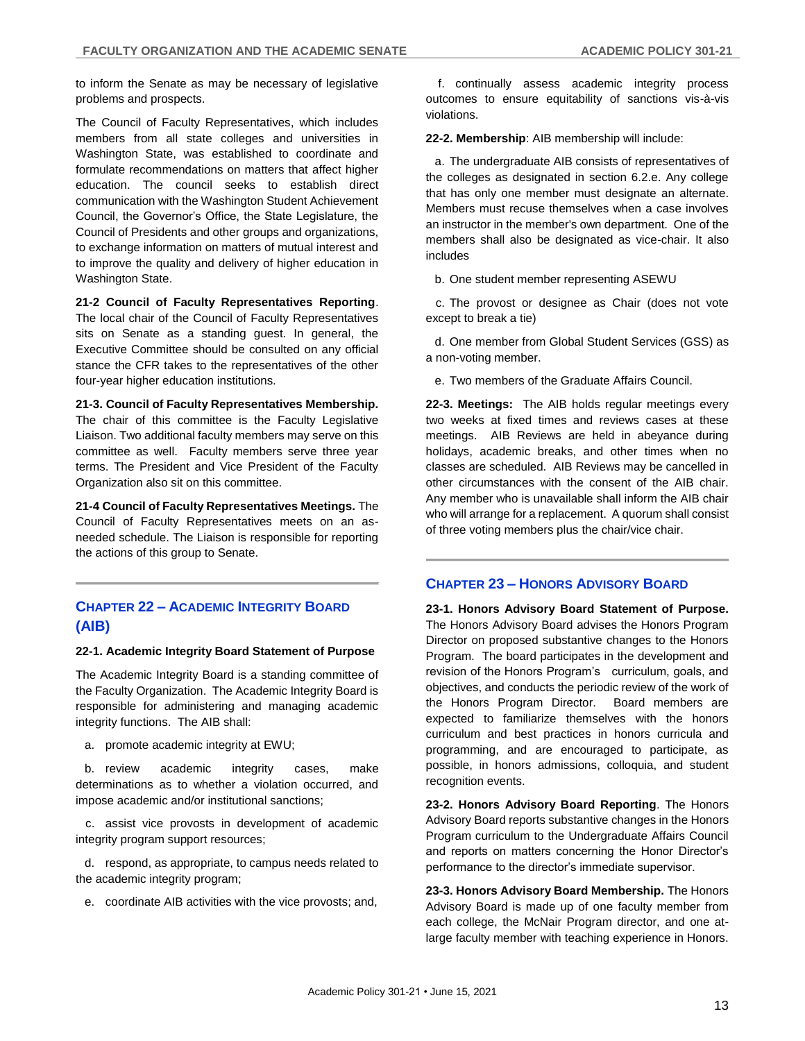to inform the Senate as may be necessary of legislative problems and prospects.

The Council of Faculty Representatives, which includes members from all state colleges and universities in Washington State, was established to coordinate and formulate recommendations on matters that affect higher education. The council seeks to establish direct communication with the Washington Student Achievement Council, the Governor's Office, the State Legislature, the Council of Presidents and other groups and organizations, to exchange information on matters of mutual interest and to improve the quality and delivery of higher education in Washington State.

**21-2 Council of Faculty Representatives Reporting**. The local chair of the Council of Faculty Representatives sits on Senate as a standing guest. In general, the Executive Committee should be consulted on any official stance the CFR takes to the representatives of the other four-year higher education institutions.

**21-3. Council of Faculty Representatives Membership.** The chair of this committee is the Faculty Legislative Liaison. Two additional faculty members may serve on this committee as well. Faculty members serve three year terms. The President and Vice President of the Faculty Organization also sit on this committee.

**21-4 Council of Faculty Representatives Meetings.** The Council of Faculty Representatives meets on an as-needed schedule. The Liaison is responsible for reporting the actions of this group to Senate.

## CHAPTER 22 – ACADEMIC INTEGRITY BOARD (AIB)

**22-1. Academic Integrity Board Statement of Purpose**

The Academic Integrity Board is a standing committee of the Faculty Organization. The Academic Integrity Board is responsible for administering and managing academic integrity functions. The AIB shall:

a. promote academic integrity at EWU;

b. review academic integrity cases, make determinations as to whether a violation occurred, and impose academic and/or institutional sanctions;

c. assist vice provosts in development of academic integrity program support resources;

d. respond, as appropriate, to campus needs related to the academic integrity program;

e. coordinate AIB activities with the vice provosts; and,

f. continually assess academic integrity process outcomes to ensure equitability of sanctions vis-à-vis violations.

**22-2. Membership**: AIB membership will include:

a. The undergraduate AIB consists of representatives of the colleges as designated in section 6.2.e. Any college that has only one member must designate an alternate. Members must recuse themselves when a case involves an instructor in the member's own department. One of the members shall also be designated as vice-chair. It also includes

b. One student member representing ASEWU

c. The provost or designee as Chair (does not vote except to break a tie)

d. One member from Global Student Services (GSS) as a non-voting member.

e. Two members of the Graduate Affairs Council.

**22-3. Meetings:** The AIB holds regular meetings every two weeks at fixed times and reviews cases at these meetings. AIB Reviews are held in abeyance during holidays, academic breaks, and other times when no classes are scheduled. AIB Reviews may be cancelled in other circumstances with the consent of the AIB chair. Any member who is unavailable shall inform the AIB chair who will arrange for a replacement. A quorum shall consist of three voting members plus the chair/vice chair.

## CHAPTER 23 – HONORS ADVISORY BOARD

**23-1. Honors Advisory Board Statement of Purpose.** The Honors Advisory Board advises the Honors Program Director on proposed substantive changes to the Honors Program. The board participates in the development and revision of the Honors Program's curriculum, goals, and objectives, and conducts the periodic review of the work of the Honors Program Director. Board members are expected to familiarize themselves with the honors curriculum and best practices in honors curricula and programming, and are encouraged to participate, as possible, in honors admissions, colloquia, and student recognition events.

**23-2. Honors Advisory Board Reporting**. The Honors Advisory Board reports substantive changes in the Honors Program curriculum to the Undergraduate Affairs Council and reports on matters concerning the Honor Director's performance to the director's immediate supervisor.

**23-3. Honors Advisory Board Membership.** The Honors Advisory Board is made up of one faculty member from each college, the McNair Program director, and one at-large faculty member with teaching experience in Honors.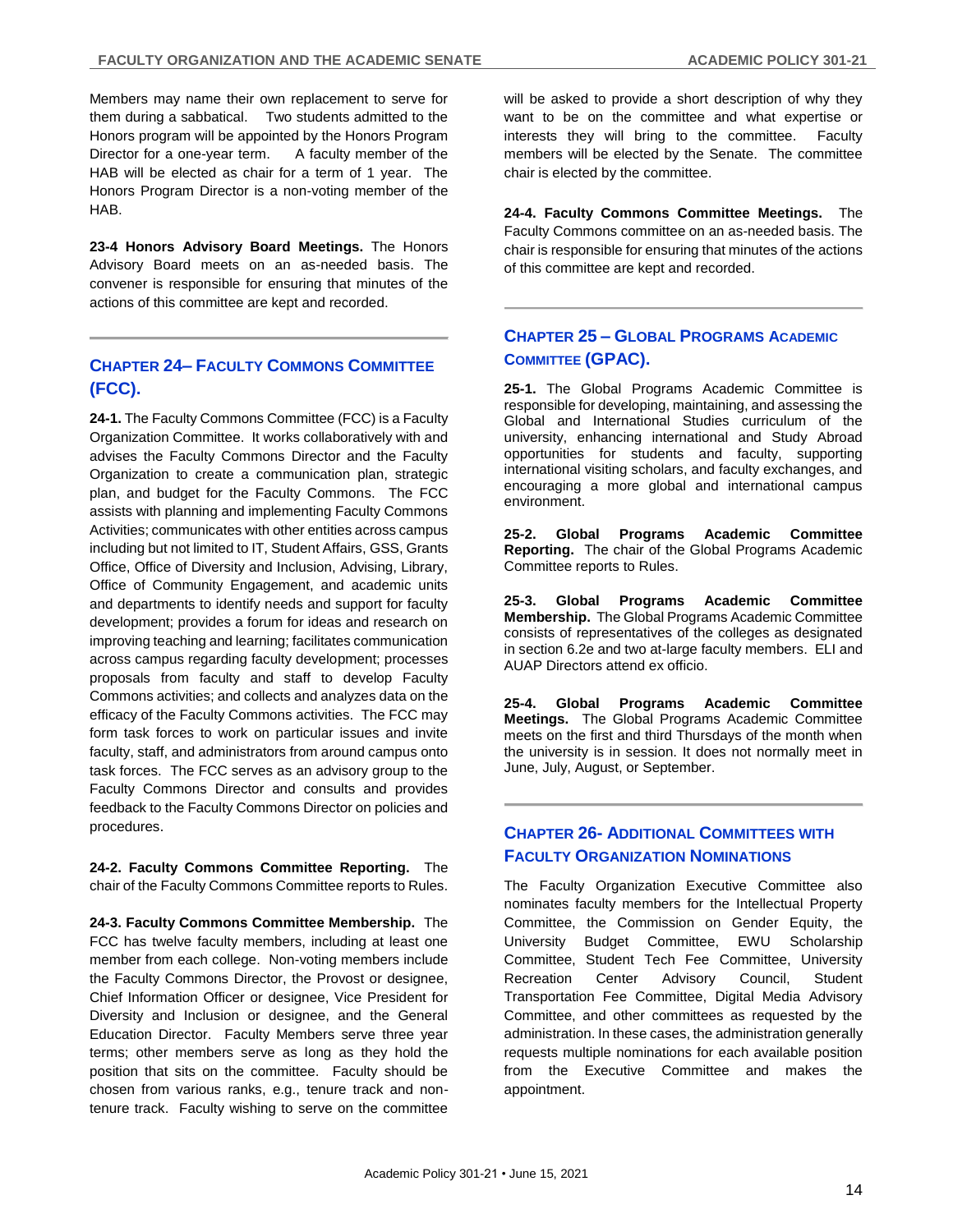Members may name their own replacement to serve for them during a sabbatical. Two students admitted to the Honors program will be appointed by the Honors Program Director for a one-year term. A faculty member of the HAB will be elected as chair for a term of 1 year. The Honors Program Director is a non-voting member of the HAB.

**23-4 Honors Advisory Board Meetings.** The Honors Advisory Board meets on an as-needed basis. The convener is responsible for ensuring that minutes of the actions of this committee are kept and recorded.

## CHAPTER 24– FACULTY COMMONS COMMITTEE (FCC).

**24-1.** The Faculty Commons Committee (FCC) is a Faculty Organization Committee. It works collaboratively with and advises the Faculty Commons Director and the Faculty Organization to create a communication plan, strategic plan, and budget for the Faculty Commons. The FCC assists with planning and implementing Faculty Commons Activities; communicates with other entities across campus including but not limited to IT, Student Affairs, GSS, Grants Office, Office of Diversity and Inclusion, Advising, Library, Office of Community Engagement, and academic units and departments to identify needs and support for faculty development; provides a forum for ideas and research on improving teaching and learning; facilitates communication across campus regarding faculty development; processes proposals from faculty and staff to develop Faculty Commons activities; and collects and analyzes data on the efficacy of the Faculty Commons activities. The FCC may form task forces to work on particular issues and invite faculty, staff, and administrators from around campus onto task forces. The FCC serves as an advisory group to the Faculty Commons Director and consults and provides feedback to the Faculty Commons Director on policies and procedures.

**24-2. Faculty Commons Committee Reporting.** The chair of the Faculty Commons Committee reports to Rules.

**24-3. Faculty Commons Committee Membership.** The FCC has twelve faculty members, including at least one member from each college. Non-voting members include the Faculty Commons Director, the Provost or designee, Chief Information Officer or designee, Vice President for Diversity and Inclusion or designee, and the General Education Director. Faculty Members serve three year terms; other members serve as long as they hold the position that sits on the committee. Faculty should be chosen from various ranks, e.g., tenure track and non-tenure track. Faculty wishing to serve on the committee will be asked to provide a short description of why they want to be on the committee and what expertise or interests they will bring to the committee. Faculty members will be elected by the Senate. The committee chair is elected by the committee.

**24-4. Faculty Commons Committee Meetings.** The Faculty Commons committee on an as-needed basis. The chair is responsible for ensuring that minutes of the actions of this committee are kept and recorded.

## CHAPTER 25 – GLOBAL PROGRAMS ACADEMIC COMMITTEE (GPAC).

**25-1.** The Global Programs Academic Committee is responsible for developing, maintaining, and assessing the Global and International Studies curriculum of the university, enhancing international and Study Abroad opportunities for students and faculty, supporting international visiting scholars, and faculty exchanges, and encouraging a more global and international campus environment.

**25-2. Global Programs Academic Committee Reporting.** The chair of the Global Programs Academic Committee reports to Rules.

**25-3. Global Programs Academic Committee Membership.** The Global Programs Academic Committee consists of representatives of the colleges as designated in section 6.2e and two at-large faculty members. ELI and AUAP Directors attend ex officio.

**25-4. Global Programs Academic Committee Meetings.** The Global Programs Academic Committee meets on the first and third Thursdays of the month when the university is in session. It does not normally meet in June, July, August, or September.

## CHAPTER 26- ADDITIONAL COMMITTEES WITH FACULTY ORGANIZATION NOMINATIONS

The Faculty Organization Executive Committee also nominates faculty members for the Intellectual Property Committee, the Commission on Gender Equity, the University Budget Committee, EWU Scholarship Committee, Student Tech Fee Committee, University Recreation Center Advisory Council, Student Transportation Fee Committee, Digital Media Advisory Committee, and other committees as requested by the administration. In these cases, the administration generally requests multiple nominations for each available position from the Executive Committee and makes the appointment.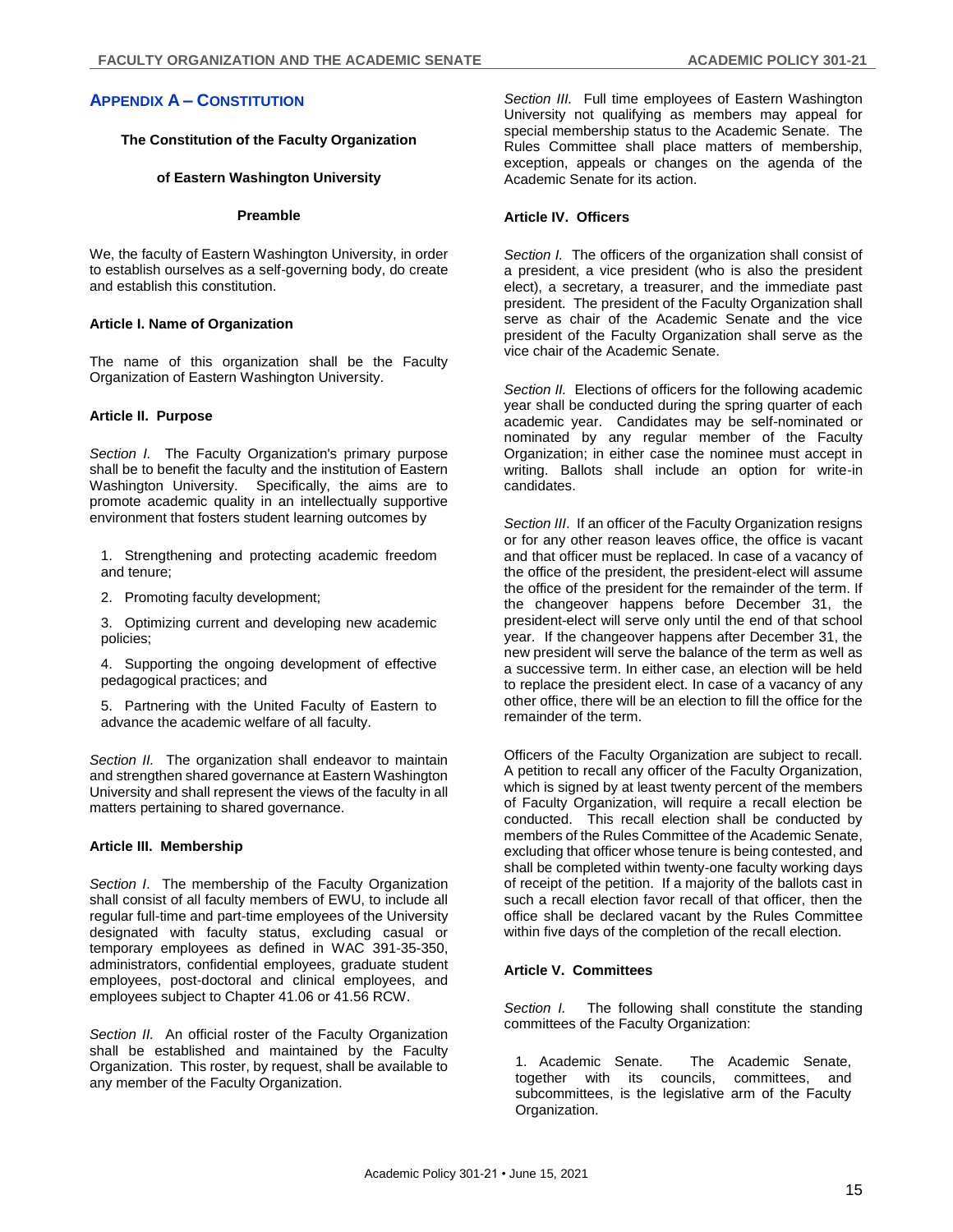## Appendix A – Constitution

**The Constitution of the Faculty Organization**

**of Eastern Washington University**

**Preamble**

We, the faculty of Eastern Washington University, in order to establish ourselves as a self-governing body, do create and establish this constitution.

**Article I. Name of Organization**

The name of this organization shall be the Faculty Organization of Eastern Washington University.

**Article II. Purpose**

*Section I.* The Faculty Organization's primary purpose shall be to benefit the faculty and the institution of Eastern Washington University. Specifically, the aims are to promote academic quality in an intellectually supportive environment that fosters student learning outcomes by

1. Strengthening and protecting academic freedom and tenure;
2. Promoting faculty development;
3. Optimizing current and developing new academic policies;
4. Supporting the ongoing development of effective pedagogical practices; and
5. Partnering with the United Faculty of Eastern to advance the academic welfare of all faculty.

*Section II.* The organization shall endeavor to maintain and strengthen shared governance at Eastern Washington University and shall represent the views of the faculty in all matters pertaining to shared governance.

**Article III. Membership**

*Section I.* The membership of the Faculty Organization shall consist of all faculty members of EWU, to include all regular full-time and part-time employees of the University designated with faculty status, excluding casual or temporary employees as defined in WAC 391-35-350, administrators, confidential employees, graduate student employees, post-doctoral and clinical employees, and employees subject to Chapter 41.06 or 41.56 RCW.

*Section II.* An official roster of the Faculty Organization shall be established and maintained by the Faculty Organization. This roster, by request, shall be available to any member of the Faculty Organization.

*Section III.* Full time employees of Eastern Washington University not qualifying as members may appeal for special membership status to the Academic Senate. The Rules Committee shall place matters of membership, exception, appeals or changes on the agenda of the Academic Senate for its action.

**Article IV. Officers**

*Section I.* The officers of the organization shall consist of a president, a vice president (who is also the president elect), a secretary, a treasurer, and the immediate past president. The president of the Faculty Organization shall serve as chair of the Academic Senate and the vice president of the Faculty Organization shall serve as the vice chair of the Academic Senate.

*Section II.* Elections of officers for the following academic year shall be conducted during the spring quarter of each academic year. Candidates may be self-nominated or nominated by any regular member of the Faculty Organization; in either case the nominee must accept in writing. Ballots shall include an option for write-in candidates.

*Section III*. If an officer of the Faculty Organization resigns or for any other reason leaves office, the office is vacant and that officer must be replaced. In case of a vacancy of the office of the president, the president-elect will assume the office of the president for the remainder of the term. If the changeover happens before December 31, the president-elect will serve only until the end of that school year. If the changeover happens after December 31, the new president will serve the balance of the term as well as a successive term. In either case, an election will be held to replace the president elect. In case of a vacancy of any other office, there will be an election to fill the office for the remainder of the term.

Officers of the Faculty Organization are subject to recall. A petition to recall any officer of the Faculty Organization, which is signed by at least twenty percent of the members of Faculty Organization, will require a recall election be conducted. This recall election shall be conducted by members of the Rules Committee of the Academic Senate, excluding that officer whose tenure is being contested, and shall be completed within twenty-one faculty working days of receipt of the petition. If a majority of the ballots cast in such a recall election favor recall of that officer, then the office shall be declared vacant by the Rules Committee within five days of the completion of the recall election.

**Article V. Committees**

*Section I.* The following shall constitute the standing committees of the Faculty Organization:

1. Academic Senate. The Academic Senate, together with its councils, committees, and subcommittees, is the legislative arm of the Faculty Organization.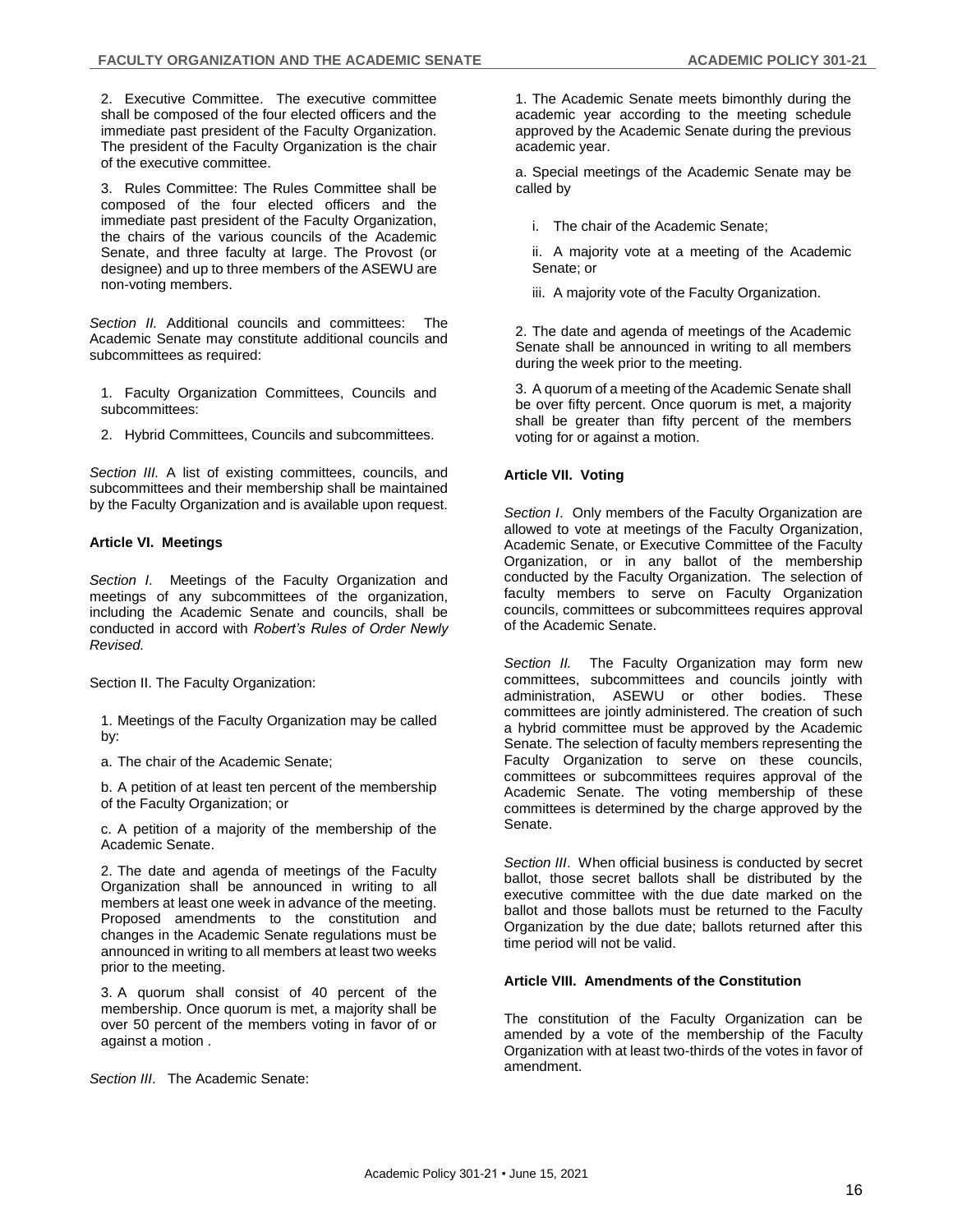2. Executive Committee. The executive committee shall be composed of the four elected officers and the immediate past president of the Faculty Organization. The president of the Faculty Organization is the chair of the executive committee.

3. Rules Committee: The Rules Committee shall be composed of the four elected officers and the immediate past president of the Faculty Organization, the chairs of the various councils of the Academic Senate, and three faculty at large. The Provost (or designee) and up to three members of the ASEWU are non-voting members.

*Section II.* Additional councils and committees: The Academic Senate may constitute additional councils and subcommittees as required:

1. Faculty Organization Committees, Councils and subcommittees:

2. Hybrid Committees, Councils and subcommittees.

*Section III.* A list of existing committees, councils, and subcommittees and their membership shall be maintained by the Faculty Organization and is available upon request.

**Article VI. Meetings**

*Section I.* Meetings of the Faculty Organization and meetings of any subcommittees of the organization, including the Academic Senate and councils, shall be conducted in accord with *Robert's Rules of Order Newly Revised.*

Section II. The Faculty Organization:

1. Meetings of the Faculty Organization may be called by:

a. The chair of the Academic Senate;

b. A petition of at least ten percent of the membership of the Faculty Organization; or

c. A petition of a majority of the membership of the Academic Senate.

2. The date and agenda of meetings of the Faculty Organization shall be announced in writing to all members at least one week in advance of the meeting. Proposed amendments to the constitution and changes in the Academic Senate regulations must be announced in writing to all members at least two weeks prior to the meeting.

3. A quorum shall consist of 40 percent of the membership. Once quorum is met, a majority shall be over 50 percent of the members voting in favor of or against a motion .

*Section III*. The Academic Senate:

1. The Academic Senate meets bimonthly during the academic year according to the meeting schedule approved by the Academic Senate during the previous academic year.

a. Special meetings of the Academic Senate may be called by

i. The chair of the Academic Senate;

ii. A majority vote at a meeting of the Academic Senate; or

iii. A majority vote of the Faculty Organization.

2. The date and agenda of meetings of the Academic Senate shall be announced in writing to all members during the week prior to the meeting.

3. A quorum of a meeting of the Academic Senate shall be over fifty percent. Once quorum is met, a majority shall be greater than fifty percent of the members voting for or against a motion.

**Article VII. Voting**

*Section I*. Only members of the Faculty Organization are allowed to vote at meetings of the Faculty Organization, Academic Senate, or Executive Committee of the Faculty Organization, or in any ballot of the membership conducted by the Faculty Organization. The selection of faculty members to serve on Faculty Organization councils, committees or subcommittees requires approval of the Academic Senate.

*Section II.* The Faculty Organization may form new committees, subcommittees and councils jointly with administration, ASEWU or other bodies. These committees are jointly administered. The creation of such a hybrid committee must be approved by the Academic Senate. The selection of faculty members representing the Faculty Organization to serve on these councils, committees or subcommittees requires approval of the Academic Senate. The voting membership of these committees is determined by the charge approved by the Senate.

*Section III*. When official business is conducted by secret ballot, those secret ballots shall be distributed by the executive committee with the due date marked on the ballot and those ballots must be returned to the Faculty Organization by the due date; ballots returned after this time period will not be valid.

**Article VIII. Amendments of the Constitution**

The constitution of the Faculty Organization can be amended by a vote of the membership of the Faculty Organization with at least two-thirds of the votes in favor of amendment.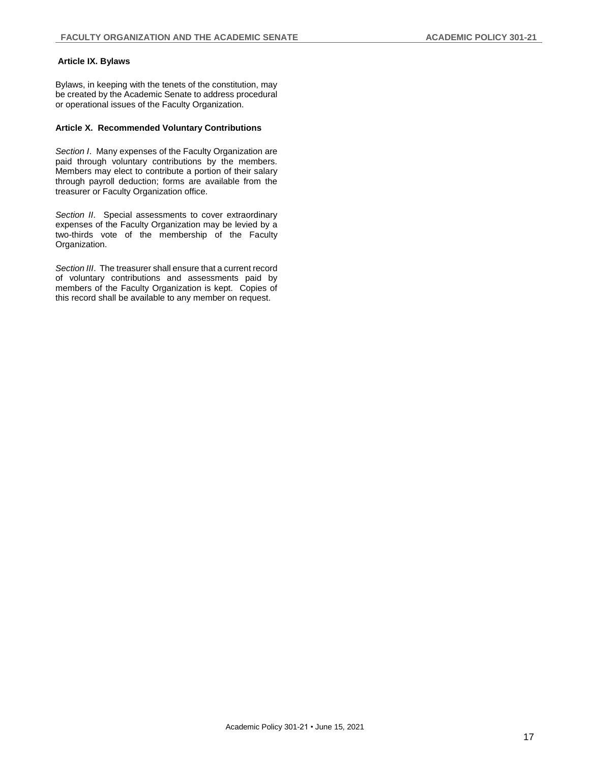### Article IX. Bylaws

Bylaws, in keeping with the tenets of the constitution, may be created by the Academic Senate to address procedural or operational issues of the Faculty Organization.

### Article X. Recommended Voluntary Contributions

*Section I*. Many expenses of the Faculty Organization are paid through voluntary contributions by the members. Members may elect to contribute a portion of their salary through payroll deduction; forms are available from the treasurer or Faculty Organization office.

*Section II*. Special assessments to cover extraordinary expenses of the Faculty Organization may be levied by a two-thirds vote of the membership of the Faculty Organization.

*Section III*. The treasurer shall ensure that a current record of voluntary contributions and assessments paid by members of the Faculty Organization is kept. Copies of this record shall be available to any member on request.